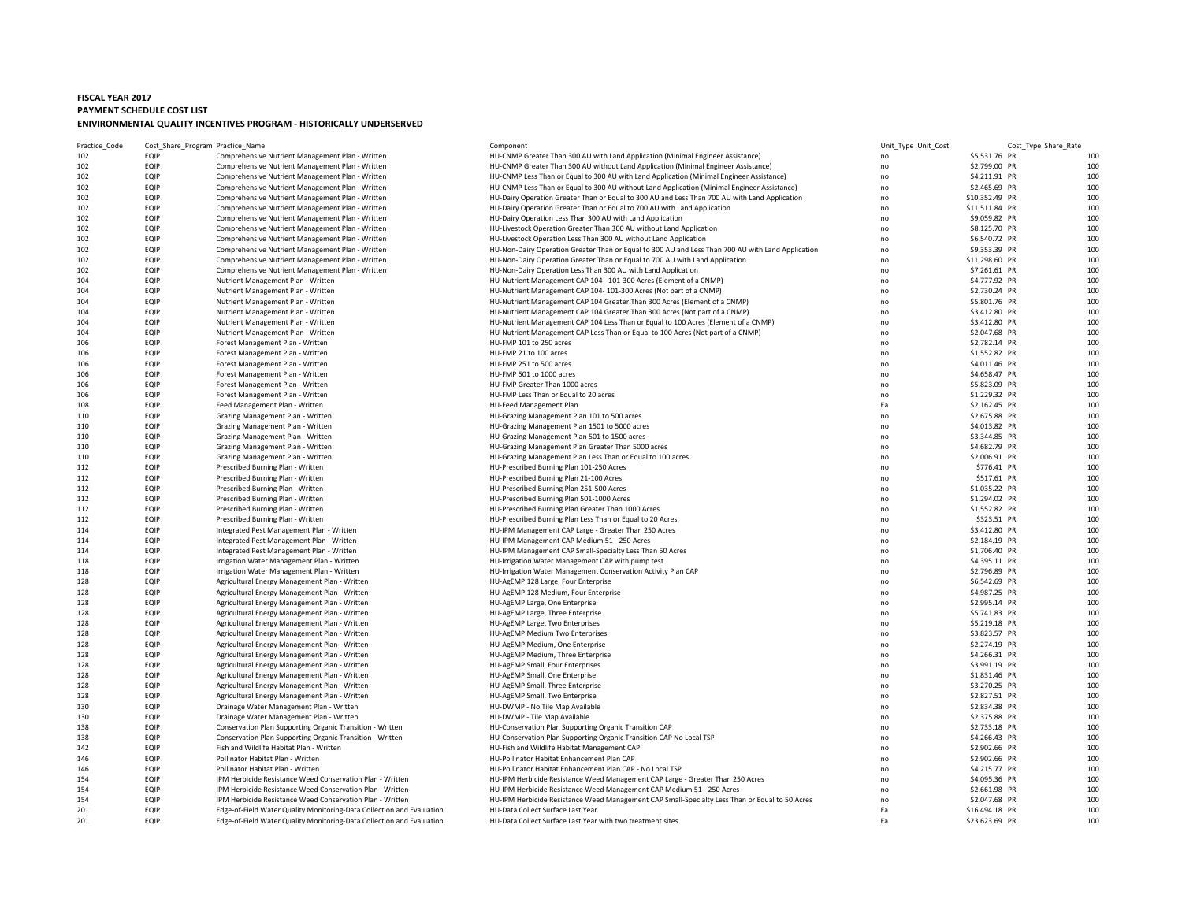**FISCAL YEAR 2017**
**PAYMENT SCHEDULE COST LIST**
**ENIVIRONMENTAL QUALITY INCENTIVES PROGRAM - HISTORICALLY UNDERSERVED**

| Practice_Code | Cost_Share_Program | Practice_Name | Component | Unit_Type | Unit_Cost | Cost_Type | Share_Rate |
|---|---|---|---|---|---|---|---|
| 102 | EQIP | Comprehensive Nutrient Management Plan - Written | HU-CNMP Greater Than 300 AU with Land Application (Minimal Engineer Assistance) | no | $5,531.76 | PR | 100 |
| 102 | EQIP | Comprehensive Nutrient Management Plan - Written | HU-CNMP Greater Than 300 AU without Land Application (Minimal Engineer Assistance) | no | $2,799.00 | PR | 100 |
| 102 | EQIP | Comprehensive Nutrient Management Plan - Written | HU-CNMP Less Than or Equal to 300 AU with Land Application (Minimal Engineer Assistance) | no | $4,211.91 | PR | 100 |
| 102 | EQIP | Comprehensive Nutrient Management Plan - Written | HU-CNMP Less Than or Equal to 300 AU without Land Application (Minimal Engineer Assistance) | no | $2,465.69 | PR | 100 |
| 102 | EQIP | Comprehensive Nutrient Management Plan - Written | HU-Dairy Operation Greater Than or Equal to 300 AU and Less Than 700 AU with Land Application | no | $10,352.49 | PR | 100 |
| 102 | EQIP | Comprehensive Nutrient Management Plan - Written | HU-Dairy Operation Greater Than or Equal to 700 AU with Land Application | no | $11,511.84 | PR | 100 |
| 102 | EQIP | Comprehensive Nutrient Management Plan - Written | HU-Dairy Operation Less Than 300 AU with Land Application | no | $9,059.82 | PR | 100 |
| 102 | EQIP | Comprehensive Nutrient Management Plan - Written | HU-Livestock Operation Greater Than 300 AU without Land Application | no | $8,125.70 | PR | 100 |
| 102 | EQIP | Comprehensive Nutrient Management Plan - Written | HU-Livestock Operation Less Than 300 AU without Land Application | no | $6,540.72 | PR | 100 |
| 102 | EQIP | Comprehensive Nutrient Management Plan - Written | HU-Non-Dairy Operation Greater Than or Equal to 300 AU and Less Than 700 AU with Land Application | no | $9,353.39 | PR | 100 |
| 102 | EQIP | Comprehensive Nutrient Management Plan - Written | HU-Non-Dairy Operation Greater Than or Equal to 700 AU with Land Application | no | $11,298.60 | PR | 100 |
| 102 | EQIP | Comprehensive Nutrient Management Plan - Written | HU-Non-Dairy Operation Less Than 300 AU with Land Application | no | $7,261.61 | PR | 100 |
| 104 | EQIP | Nutrient Management Plan - Written | HU-Nutrient Management CAP 104 - 101-300 Acres (Element of a CNMP) | no | $4,777.92 | PR | 100 |
| 104 | EQIP | Nutrient Management Plan - Written | HU-Nutrient Management CAP 104- 101-300 Acres (Not part of a CNMP) | no | $2,730.24 | PR | 100 |
| 104 | EQIP | Nutrient Management Plan - Written | HU-Nutrient Management CAP 104 Greater Than 300 Acres (Element of a CNMP) | no | $5,801.76 | PR | 100 |
| 104 | EQIP | Nutrient Management Plan - Written | HU-Nutrient Management CAP 104 Greater Than 300 Acres (Not part of a CNMP) | no | $3,412.80 | PR | 100 |
| 104 | EQIP | Nutrient Management Plan - Written | HU-Nutrient Management CAP 104 Less Than or Equal to 100 Acres (Element of a CNMP) | no | $3,412.80 | PR | 100 |
| 104 | EQIP | Nutrient Management Plan - Written | HU-Nutrient Management CAP Less Than or Equal to 100 Acres (Not part of a CNMP) | no | $2,047.68 | PR | 100 |
| 106 | EQIP | Forest Management Plan - Written | HU-FMP 101 to 250 acres | no | $2,782.14 | PR | 100 |
| 106 | EQIP | Forest Management Plan - Written | HU-FMP 21 to 100 acres | no | $1,552.82 | PR | 100 |
| 106 | EQIP | Forest Management Plan - Written | HU-FMP 251 to 500 acres | no | $4,011.46 | PR | 100 |
| 106 | EQIP | Forest Management Plan - Written | HU-FMP 501 to 1000 acres | no | $4,658.47 | PR | 100 |
| 106 | EQIP | Forest Management Plan - Written | HU-FMP Greater Than 1000 acres | no | $5,823.09 | PR | 100 |
| 106 | EQIP | Forest Management Plan - Written | HU-FMP Less Than or Equal to 20 acres | no | $1,229.32 | PR | 100 |
| 108 | EQIP | Feed Management Plan - Written | HU-Feed Management Plan | Ea | $2,162.45 | PR | 100 |
| 110 | EQIP | Grazing Management Plan - Written | HU-Grazing Management Plan 101 to 500 acres | no | $2,675.88 | PR | 100 |
| 110 | EQIP | Grazing Management Plan - Written | HU-Grazing Management Plan 1501 to 5000 acres | no | $4,013.82 | PR | 100 |
| 110 | EQIP | Grazing Management Plan - Written | HU-Grazing Management Plan 501 to 1500 acres | no | $3,344.85 | PR | 100 |
| 110 | EQIP | Grazing Management Plan - Written | HU-Grazing Management Plan Greater Than 5000 acres | no | $4,682.79 | PR | 100 |
| 110 | EQIP | Grazing Management Plan - Written | HU-Grazing Management Plan Less Than or Equal to 100 acres | no | $2,006.91 | PR | 100 |
| 112 | EQIP | Prescribed Burning Plan - Written | HU-Prescribed Burning Plan 101-250 Acres | no | $776.41 | PR | 100 |
| 112 | EQIP | Prescribed Burning Plan - Written | HU-Prescribed Burning Plan 21-100 Acres | no | $517.61 | PR | 100 |
| 112 | EQIP | Prescribed Burning Plan - Written | HU-Prescribed Burning Plan 251-500 Acres | no | $1,035.22 | PR | 100 |
| 112 | EQIP | Prescribed Burning Plan - Written | HU-Prescribed Burning Plan 501-1000 Acres | no | $1,294.02 | PR | 100 |
| 112 | EQIP | Prescribed Burning Plan - Written | HU-Prescribed Burning Plan Greater Than 1000 Acres | no | $1,552.82 | PR | 100 |
| 112 | EQIP | Prescribed Burning Plan - Written | HU-Prescribed Burning Plan Less Than or Equal to 20 Acres | no | $323.51 | PR | 100 |
| 114 | EQIP | Integrated Pest Management Plan - Written | HU-IPM Management CAP Large - Greater Than 250 Acres | no | $3,412.80 | PR | 100 |
| 114 | EQIP | Integrated Pest Management Plan - Written | HU-IPM Management CAP Medium 51 - 250 Acres | no | $2,184.19 | PR | 100 |
| 114 | EQIP | Integrated Pest Management Plan - Written | HU-IPM Management CAP Small-Specialty Less Than 50 Acres | no | $1,706.40 | PR | 100 |
| 118 | EQIP | Irrigation Water Management Plan - Written | HU-Irrigation Water Management CAP with pump test | no | $4,395.11 | PR | 100 |
| 118 | EQIP | Irrigation Water Management Plan - Written | HU-Irrigation Water Management Conservation Activity Plan CAP | no | $2,796.89 | PR | 100 |
| 128 | EQIP | Agricultural Energy Management Plan - Written | HU-AgEMP 128 Large, Four Enterprise | no | $6,542.69 | PR | 100 |
| 128 | EQIP | Agricultural Energy Management Plan - Written | HU-AgEMP 128 Medium, Four Enterprise | no | $4,987.25 | PR | 100 |
| 128 | EQIP | Agricultural Energy Management Plan - Written | HU-AgEMP Large, One Enterprise | no | $2,995.14 | PR | 100 |
| 128 | EQIP | Agricultural Energy Management Plan - Written | HU-AgEMP Large, Three Enterprise | no | $5,741.83 | PR | 100 |
| 128 | EQIP | Agricultural Energy Management Plan - Written | HU-AgEMP Large, Two Enterprises | no | $5,219.18 | PR | 100 |
| 128 | EQIP | Agricultural Energy Management Plan - Written | HU-AgEMP Medium Two Enterprises | no | $3,823.57 | PR | 100 |
| 128 | EQIP | Agricultural Energy Management Plan - Written | HU-AgEMP Medium, One Enterprise | no | $2,274.19 | PR | 100 |
| 128 | EQIP | Agricultural Energy Management Plan - Written | HU-AgEMP Medium, Three Enterprise | no | $4,266.31 | PR | 100 |
| 128 | EQIP | Agricultural Energy Management Plan - Written | HU-AgEMP Small, Four Enterprises | no | $3,991.19 | PR | 100 |
| 128 | EQIP | Agricultural Energy Management Plan - Written | HU-AgEMP Small, One Enterprise | no | $1,831.46 | PR | 100 |
| 128 | EQIP | Agricultural Energy Management Plan - Written | HU-AgEMP Small, Three Enterprise | no | $3,270.25 | PR | 100 |
| 128 | EQIP | Agricultural Energy Management Plan - Written | HU-AgEMP Small, Two Enterprise | no | $2,827.51 | PR | 100 |
| 130 | EQIP | Drainage Water Management Plan - Written | HU-DWMP - No Tile Map Available | no | $2,834.38 | PR | 100 |
| 130 | EQIP | Drainage Water Management Plan - Written | HU-DWMP - Tile Map Available | no | $2,375.88 | PR | 100 |
| 138 | EQIP | Conservation Plan Supporting Organic Transition - Written | HU-Conservation Plan Supporting Organic Transition CAP | no | $2,733.18 | PR | 100 |
| 138 | EQIP | Conservation Plan Supporting Organic Transition - Written | HU-Conservation Plan Supporting Organic Transition CAP No Local TSP | no | $4,266.43 | PR | 100 |
| 142 | EQIP | Fish and Wildlife Habitat Plan - Written | HU-Fish and Wildlife Habitat Management CAP | no | $2,902.66 | PR | 100 |
| 146 | EQIP | Pollinator Habitat Plan - Written | HU-Pollinator Habitat Enhancement Plan CAP | no | $2,902.66 | PR | 100 |
| 146 | EQIP | Pollinator Habitat Plan - Written | HU-Pollinator Habitat Enhancement Plan CAP - No Local TSP | no | $4,215.77 | PR | 100 |
| 154 | EQIP | IPM Herbicide Resistance Weed Conservation Plan - Written | HU-IPM Herbicide Resistance Weed Management CAP Large - Greater Than 250 Acres | no | $4,095.36 | PR | 100 |
| 154 | EQIP | IPM Herbicide Resistance Weed Conservation Plan - Written | HU-IPM Herbicide Resistance Weed Management CAP Medium 51 - 250 Acres | no | $2,661.98 | PR | 100 |
| 154 | EQIP | IPM Herbicide Resistance Weed Conservation Plan - Written | HU-IPM Herbicide Resistance Weed Management CAP Small-Specialty Less Than or Equal to 50 Acres | no | $2,047.68 | PR | 100 |
| 201 | EQIP | Edge-of-Field Water Quality Monitoring-Data Collection and Evaluation | HU-Data Collect Surface Last Year | Ea | $16,494.18 | PR | 100 |
| 201 | EQIP | Edge-of-Field Water Quality Monitoring-Data Collection and Evaluation | HU-Data Collect Surface Last Year with two treatment sites | Ea | $23,623.69 | PR | 100 |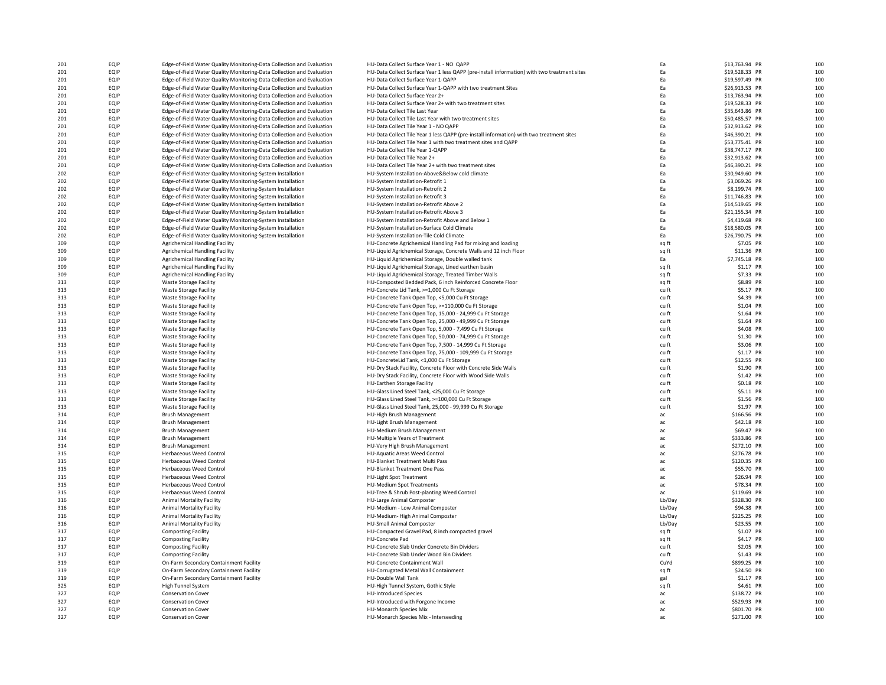| | | | | | | |
|---|---|---|---|---|---|---|
| 201 | EQIP | Edge-of-Field Water Quality Monitoring-Data Collection and Evaluation | HU-Data Collect Surface Year 1 - NO QAPP | Ea | $13,763.94 PR | 100 |
| 201 | EQIP | Edge-of-Field Water Quality Monitoring-Data Collection and Evaluation | HU-Data Collect Surface Year 1 less QAPP (pre-install information) with two treatment sites | Ea | $19,528.33 PR | 100 |
| 201 | EQIP | Edge-of-Field Water Quality Monitoring-Data Collection and Evaluation | HU-Data Collect Surface Year 1-QAPP | Ea | $19,597.49 PR | 100 |
| 201 | EQIP | Edge-of-Field Water Quality Monitoring-Data Collection and Evaluation | HU-Data Collect Surface Year 1-QAPP with two treatment Sites | Ea | $26,913.53 PR | 100 |
| 201 | EQIP | Edge-of-Field Water Quality Monitoring-Data Collection and Evaluation | HU-Data Collect Surface Year 2+ | Ea | $13,763.94 PR | 100 |
| 201 | EQIP | Edge-of-Field Water Quality Monitoring-Data Collection and Evaluation | HU-Data Collect Surface Year 2+ with two treatment sites | Ea | $19,528.33 PR | 100 |
| 201 | EQIP | Edge-of-Field Water Quality Monitoring-Data Collection and Evaluation | HU-Data Collect Tile Last Year | Ea | $35,643.86 PR | 100 |
| 201 | EQIP | Edge-of-Field Water Quality Monitoring-Data Collection and Evaluation | HU-Data Collect Tile Last Year with two treatment sites | Ea | $50,485.57 PR | 100 |
| 201 | EQIP | Edge-of-Field Water Quality Monitoring-Data Collection and Evaluation | HU-Data Collect Tile Year 1 - NO QAPP | Ea | $32,913.62 PR | 100 |
| 201 | EQIP | Edge-of-Field Water Quality Monitoring-Data Collection and Evaluation | HU-Data Collect Tile Year 1 less QAPP (pre-install information) with two treatment sites | Ea | $46,390.21 PR | 100 |
| 201 | EQIP | Edge-of-Field Water Quality Monitoring-Data Collection and Evaluation | HU-Data Collect Tile Year 1 with two treatment sites and QAPP | Ea | $53,775.41 PR | 100 |
| 201 | EQIP | Edge-of-Field Water Quality Monitoring-Data Collection and Evaluation | HU-Data Collect Tile Year 1-QAPP | Ea | $38,747.17 PR | 100 |
| 201 | EQIP | Edge-of-Field Water Quality Monitoring-Data Collection and Evaluation | HU-Data Collect Tile Year 2+ | Ea | $32,913.62 PR | 100 |
| 201 | EQIP | Edge-of-Field Water Quality Monitoring-Data Collection and Evaluation | HU-Data Collect Tile Year 2+ with two treatment sites | Ea | $46,390.21 PR | 100 |
| 202 | EQIP | Edge-of-Field Water Quality Monitoring-System Installation | HU-System Installation-Above&Below cold climate | Ea | $30,949.60 PR | 100 |
| 202 | EQIP | Edge-of-Field Water Quality Monitoring-System Installation | HU-System Installation-Retrofit 1 | Ea | $3,069.26 PR | 100 |
| 202 | EQIP | Edge-of-Field Water Quality Monitoring-System Installation | HU-System Installation-Retrofit 2 | Ea | $8,199.74 PR | 100 |
| 202 | EQIP | Edge-of-Field Water Quality Monitoring-System Installation | HU-System Installation-Retrofit 3 | Ea | $11,746.83 PR | 100 |
| 202 | EQIP | Edge-of-Field Water Quality Monitoring-System Installation | HU-System Installation-Retrofit Above 2 | Ea | $14,519.65 PR | 100 |
| 202 | EQIP | Edge-of-Field Water Quality Monitoring-System Installation | HU-System Installation-Retrofit Above 3 | Ea | $21,155.34 PR | 100 |
| 202 | EQIP | Edge-of-Field Water Quality Monitoring-System Installation | HU-System Installation-Retrofit Above and Below 1 | Ea | $4,419.68 PR | 100 |
| 202 | EQIP | Edge-of-Field Water Quality Monitoring-System Installation | HU-System Installation-Surface Cold Climate | Ea | $18,580.05 PR | 100 |
| 202 | EQIP | Edge-of-Field Water Quality Monitoring-System Installation | HU-System Installation-Tile Cold Climate | Ea | $26,790.75 PR | 100 |
| 309 | EQIP | Agrichemical Handling Facility | HU-Concrete Agrichemical Handling Pad for mixing and loading | sq ft | $7.05 PR | 100 |
| 309 | EQIP | Agrichemical Handling Facility | HU-Liquid Agrichemical Storage, Concrete Walls and 12 inch Floor | sq ft | $11.36 PR | 100 |
| 309 | EQIP | Agrichemical Handling Facility | HU-Liquid Agrichemical Storage, Double walled tank | Ea | $7,745.18 PR | 100 |
| 309 | EQIP | Agrichemical Handling Facility | HU-Liquid Agrichemical Storage, Lined earthen basin | sq ft | $1.17 PR | 100 |
| 309 | EQIP | Agrichemical Handling Facility | HU-Liquid Agrichemical Storage, Treated Timber Walls | sq ft | $7.33 PR | 100 |
| 313 | EQIP | Waste Storage Facility | HU-Composted Bedded Pack, 6 inch Reinforced Concrete Floor | sq ft | $8.89 PR | 100 |
| 313 | EQIP | Waste Storage Facility | HU-Concrete Lid Tank, >=1,000 Cu Ft Storage | cu ft | $5.17 PR | 100 |
| 313 | EQIP | Waste Storage Facility | HU-Concrete Tank Open Top, <5,000 Cu Ft Storage | cu ft | $4.39 PR | 100 |
| 313 | EQIP | Waste Storage Facility | HU-Concrete Tank Open Top, >=110,000 Cu Ft Storage | cu ft | $1.04 PR | 100 |
| 313 | EQIP | Waste Storage Facility | HU-Concrete Tank Open Top, 15,000 - 24,999 Cu Ft Storage | cu ft | $1.64 PR | 100 |
| 313 | EQIP | Waste Storage Facility | HU-Concrete Tank Open Top, 25,000 - 49,999 Cu Ft Storage | cu ft | $1.64 PR | 100 |
| 313 | EQIP | Waste Storage Facility | HU-Concrete Tank Open Top, 5,000 - 7,499 Cu Ft Storage | cu ft | $4.08 PR | 100 |
| 313 | EQIP | Waste Storage Facility | HU-Concrete Tank Open Top, 50,000 - 74,999 Cu Ft Storage | cu ft | $1.30 PR | 100 |
| 313 | EQIP | Waste Storage Facility | HU-Concrete Tank Open Top, 7,500 - 14,999 Cu Ft Storage | cu ft | $3.06 PR | 100 |
| 313 | EQIP | Waste Storage Facility | HU-Concrete Tank Open Top, 75,000 - 109,999 Cu Ft Storage | cu ft | $1.17 PR | 100 |
| 313 | EQIP | Waste Storage Facility | HU-ConcreteLid Tank, <1,000 Cu Ft Storage | cu ft | $12.55 PR | 100 |
| 313 | EQIP | Waste Storage Facility | HU-Dry Stack Facility, Concrete Floor with Concrete Side Walls | cu ft | $1.90 PR | 100 |
| 313 | EQIP | Waste Storage Facility | HU-Dry Stack Facility, Concrete Floor with Wood Side Walls | cu ft | $1.42 PR | 100 |
| 313 | EQIP | Waste Storage Facility | HU-Earthen Storage Facility | cu ft | $0.18 PR | 100 |
| 313 | EQIP | Waste Storage Facility | HU-Glass Lined Steel Tank, <25,000 Cu Ft Storage | cu ft | $5.11 PR | 100 |
| 313 | EQIP | Waste Storage Facility | HU-Glass Lined Steel Tank, >=100,000 Cu Ft Storage | cu ft | $1.56 PR | 100 |
| 313 | EQIP | Waste Storage Facility | HU-Glass Lined Steel Tank, 25,000 - 99,999 Cu Ft Storage | cu ft | $1.97 PR | 100 |
| 314 | EQIP | Brush Management | HU-High Brush Management | ac | $166.56 PR | 100 |
| 314 | EQIP | Brush Management | HU-Light Brush Management | ac | $42.18 PR | 100 |
| 314 | EQIP | Brush Management | HU-Medium Brush Management | ac | $69.47 PR | 100 |
| 314 | EQIP | Brush Management | HU-Multiple Years of Treatment | ac | $333.86 PR | 100 |
| 314 | EQIP | Brush Management | HU-Very High Brush Management | ac | $272.10 PR | 100 |
| 315 | EQIP | Herbaceous Weed Control | HU-Aquatic Areas Weed Control | ac | $276.78 PR | 100 |
| 315 | EQIP | Herbaceous Weed Control | HU-Blanket Treatment Multi Pass | ac | $120.35 PR | 100 |
| 315 | EQIP | Herbaceous Weed Control | HU-Blanket Treatment One Pass | ac | $55.70 PR | 100 |
| 315 | EQIP | Herbaceous Weed Control | HU-Light Spot Treatment | ac | $26.94 PR | 100 |
| 315 | EQIP | Herbaceous Weed Control | HU-Medium Spot Treatments | ac | $78.34 PR | 100 |
| 315 | EQIP | Herbaceous Weed Control | HU-Tree & Shrub Post-planting Weed Control | ac | $119.69 PR | 100 |
| 316 | EQIP | Animal Mortality Facility | HU-Large Animal Composter | Lb/Day | $328.30 PR | 100 |
| 316 | EQIP | Animal Mortality Facility | HU-Medium - Low Animal Composter | Lb/Day | $94.38 PR | 100 |
| 316 | EQIP | Animal Mortality Facility | HU-Medium- High Animal Composter | Lb/Day | $225.25 PR | 100 |
| 316 | EQIP | Animal Mortality Facility | HU-Small Animal Composter | Lb/Day | $23.55 PR | 100 |
| 317 | EQIP | Composting Facility | HU-Compacted Gravel Pad, 8 inch compacted gravel | sq ft | $1.07 PR | 100 |
| 317 | EQIP | Composting Facility | HU-Concrete Pad | sq ft | $4.17 PR | 100 |
| 317 | EQIP | Composting Facility | HU-Concrete Slab Under Concrete Bin Dividers | cu ft | $2.05 PR | 100 |
| 317 | EQIP | Composting Facility | HU-Concrete Slab Under Wood Bin Dividers | cu ft | $1.43 PR | 100 |
| 319 | EQIP | On-Farm Secondary Containment Facility | HU-Concrete Containment Wall | CuYd | $899.25 PR | 100 |
| 319 | EQIP | On-Farm Secondary Containment Facility | HU-Corrugated Metal Wall Containment | sq ft | $24.50 PR | 100 |
| 319 | EQIP | On-Farm Secondary Containment Facility | HU-Double Wall Tank | gal | $1.17 PR | 100 |
| 325 | EQIP | High Tunnel System | HU-High Tunnel System, Gothic Style | sq ft | $4.61 PR | 100 |
| 327 | EQIP | Conservation Cover | HU-Introduced Species | ac | $138.72 PR | 100 |
| 327 | EQIP | Conservation Cover | HU-Introduced with Forgone Income | ac | $529.93 PR | 100 |
| 327 | EQIP | Conservation Cover | HU-Monarch Species Mix | ac | $801.70 PR | 100 |
| 327 | EQIP | Conservation Cover | HU-Monarch Species Mix - Interseeding | ac | $271.00 PR | 100 |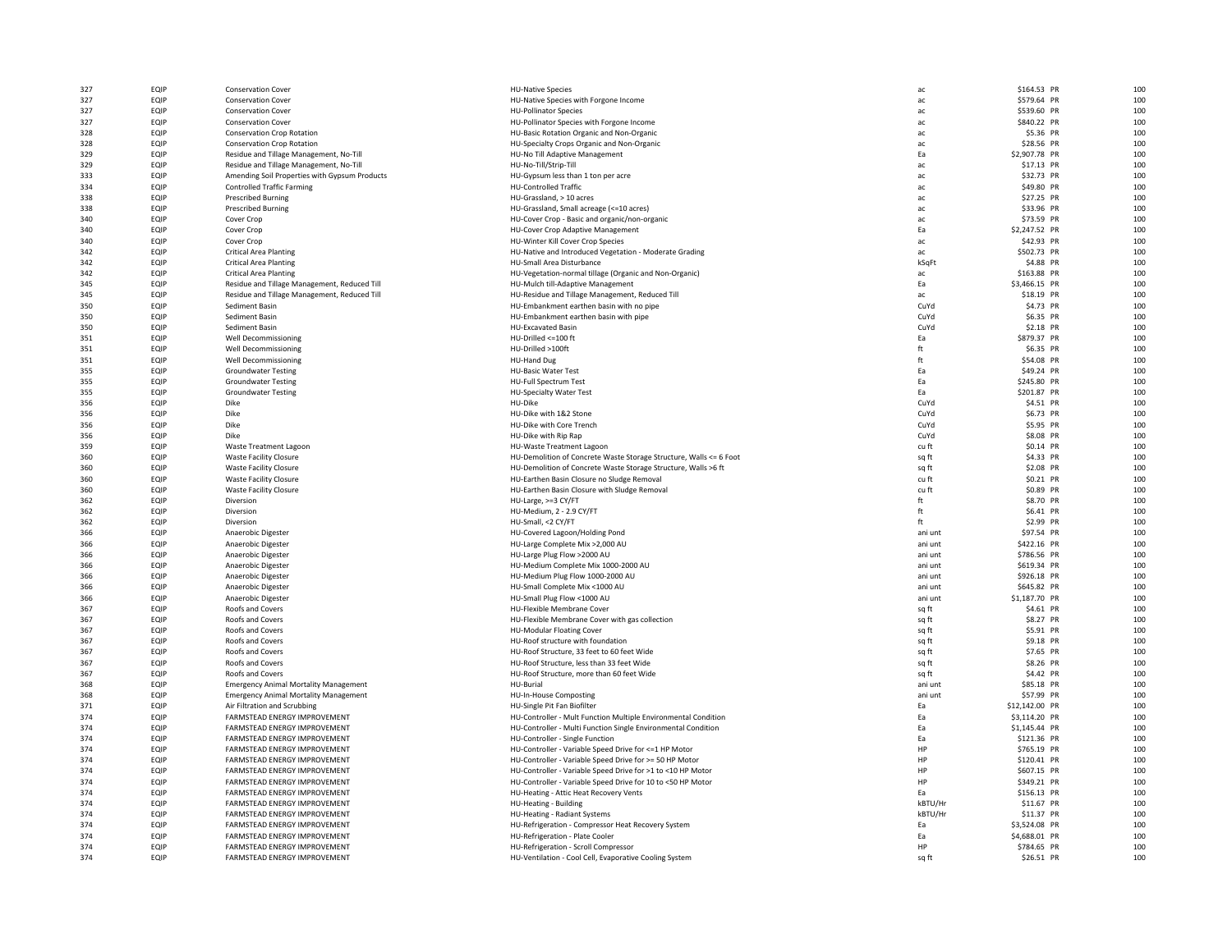| | | | | | | | |
|---|---|---|---|---|---|---|---|
| 327 | EQIP | Conservation Cover | HU-Native Species | ac | $164.53 | PR | 100 |
| 327 | EQIP | Conservation Cover | HU-Native Species with Forgone Income | ac | $579.64 | PR | 100 |
| 327 | EQIP | Conservation Cover | HU-Pollinator Species | ac | $539.60 | PR | 100 |
| 327 | EQIP | Conservation Cover | HU-Pollinator Species with Forgone Income | ac | $840.22 | PR | 100 |
| 328 | EQIP | Conservation Crop Rotation | HU-Basic Rotation Organic and Non-Organic | ac | $5.36 | PR | 100 |
| 328 | EQIP | Conservation Crop Rotation | HU-Specialty Crops Organic and Non-Organic | ac | $28.56 | PR | 100 |
| 329 | EQIP | Residue and Tillage Management, No-Till | HU-No Till Adaptive Management | Ea | $2,907.78 | PR | 100 |
| 329 | EQIP | Residue and Tillage Management, No-Till | HU-No-Till/Strip-Till | ac | $17.13 | PR | 100 |
| 333 | EQIP | Amending Soil Properties with Gypsum Products | HU-Gypsum less than 1 ton per acre | ac | $32.73 | PR | 100 |
| 334 | EQIP | Controlled Traffic Farming | HU-Controlled Traffic | ac | $49.80 | PR | 100 |
| 338 | EQIP | Prescribed Burning | HU-Grassland, > 10 acres | ac | $27.25 | PR | 100 |
| 338 | EQIP | Prescribed Burning | HU-Grassland, Small acreage (<=10 acres) | ac | $33.96 | PR | 100 |
| 340 | EQIP | Cover Crop | HU-Cover Crop - Basic and organic/non-organic | ac | $73.59 | PR | 100 |
| 340 | EQIP | Cover Crop | HU-Cover Crop Adaptive Management | Ea | $2,247.52 | PR | 100 |
| 340 | EQIP | Cover Crop | HU-Winter Kill Cover Crop Species | ac | $42.93 | PR | 100 |
| 342 | EQIP | Critical Area Planting | HU-Native and Introduced Vegetation - Moderate Grading | ac | $502.73 | PR | 100 |
| 342 | EQIP | Critical Area Planting | HU-Small Area Disturbance | kSqFt | $4.88 | PR | 100 |
| 342 | EQIP | Critical Area Planting | HU-Vegetation-normal tillage (Organic and Non-Organic) | ac | $163.88 | PR | 100 |
| 345 | EQIP | Residue and Tillage Management, Reduced Till | HU-Mulch till-Adaptive Management | Ea | $3,466.15 | PR | 100 |
| 345 | EQIP | Residue and Tillage Management, Reduced Till | HU-Residue and Tillage Management, Reduced Till | ac | $18.19 | PR | 100 |
| 350 | EQIP | Sediment Basin | HU-Embankment earthen basin with no pipe | CuYd | $4.73 | PR | 100 |
| 350 | EQIP | Sediment Basin | HU-Embankment earthen basin with pipe | CuYd | $6.35 | PR | 100 |
| 350 | EQIP | Sediment Basin | HU-Excavated Basin | CuYd | $2.18 | PR | 100 |
| 351 | EQIP | Well Decommissioning | HU-Drilled <=100 ft | Ea | $879.37 | PR | 100 |
| 351 | EQIP | Well Decommissioning | HU-Drilled >100ft | ft | $6.35 | PR | 100 |
| 351 | EQIP | Well Decommissioning | HU-Hand Dug | ft | $54.08 | PR | 100 |
| 355 | EQIP | Groundwater Testing | HU-Basic Water Test | Ea | $49.24 | PR | 100 |
| 355 | EQIP | Groundwater Testing | HU-Full Spectrum Test | Ea | $245.80 | PR | 100 |
| 355 | EQIP | Groundwater Testing | HU-Specialty Water Test | Ea | $201.87 | PR | 100 |
| 356 | EQIP | Dike | HU-Dike | CuYd | $4.51 | PR | 100 |
| 356 | EQIP | Dike | HU-Dike with 1&2 Stone | CuYd | $6.73 | PR | 100 |
| 356 | EQIP | Dike | HU-Dike with Core Trench | CuYd | $5.95 | PR | 100 |
| 356 | EQIP | Dike | HU-Dike with Rip Rap | CuYd | $8.08 | PR | 100 |
| 359 | EQIP | Waste Treatment Lagoon | HU-Waste Treatment Lagoon | cu ft | $0.14 | PR | 100 |
| 360 | EQIP | Waste Facility Closure | HU-Demolition of Concrete Waste Storage Structure, Walls <= 6 Foot | sq ft | $4.33 | PR | 100 |
| 360 | EQIP | Waste Facility Closure | HU-Demolition of Concrete Waste Storage Structure, Walls >6 ft | sq ft | $2.08 | PR | 100 |
| 360 | EQIP | Waste Facility Closure | HU-Earthen Basin Closure no Sludge Removal | cu ft | $0.21 | PR | 100 |
| 360 | EQIP | Waste Facility Closure | HU-Earthen Basin Closure with Sludge Removal | cu ft | $0.89 | PR | 100 |
| 362 | EQIP | Diversion | HU-Large, >=3 CY/FT | ft | $8.70 | PR | 100 |
| 362 | EQIP | Diversion | HU-Medium, 2 - 2.9 CY/FT | ft | $6.41 | PR | 100 |
| 362 | EQIP | Diversion | HU-Small, <2 CY/FT | ft | $2.99 | PR | 100 |
| 366 | EQIP | Anaerobic Digester | HU-Covered Lagoon/Holding Pond | ani unt | $97.54 | PR | 100 |
| 366 | EQIP | Anaerobic Digester | HU-Large Complete Mix >2,000 AU | ani unt | $422.16 | PR | 100 |
| 366 | EQIP | Anaerobic Digester | HU-Large Plug Flow >2000 AU | ani unt | $786.56 | PR | 100 |
| 366 | EQIP | Anaerobic Digester | HU-Medium Complete Mix 1000-2000 AU | ani unt | $619.34 | PR | 100 |
| 366 | EQIP | Anaerobic Digester | HU-Medium Plug Flow 1000-2000 AU | ani unt | $926.18 | PR | 100 |
| 366 | EQIP | Anaerobic Digester | HU-Small Complete Mix <1000 AU | ani unt | $645.82 | PR | 100 |
| 366 | EQIP | Anaerobic Digester | HU-Small Plug Flow <1000 AU | ani unt | $1,187.70 | PR | 100 |
| 367 | EQIP | Roofs and Covers | HU-Flexible Membrane Cover | sq ft | $4.61 | PR | 100 |
| 367 | EQIP | Roofs and Covers | HU-Flexible Membrane Cover with gas collection | sq ft | $8.27 | PR | 100 |
| 367 | EQIP | Roofs and Covers | HU-Modular Floating Cover | sq ft | $5.91 | PR | 100 |
| 367 | EQIP | Roofs and Covers | HU-Roof structure with foundation | sq ft | $9.18 | PR | 100 |
| 367 | EQIP | Roofs and Covers | HU-Roof Structure, 33 feet to 60 feet Wide | sq ft | $7.65 | PR | 100 |
| 367 | EQIP | Roofs and Covers | HU-Roof Structure, less than 33 feet Wide | sq ft | $8.26 | PR | 100 |
| 367 | EQIP | Roofs and Covers | HU-Roof Structure, more than 60 feet Wide | sq ft | $4.42 | PR | 100 |
| 368 | EQIP | Emergency Animal Mortality Management | HU-Burial | ani unt | $85.18 | PR | 100 |
| 368 | EQIP | Emergency Animal Mortality Management | HU-In-House Composting | ani unt | $57.99 | PR | 100 |
| 371 | EQIP | Air Filtration and Scrubbing | HU-Single Pit Fan Biofilter | Ea | $12,142.00 | PR | 100 |
| 374 | EQIP | FARMSTEAD ENERGY IMPROVEMENT | HU-Controller - Mult Function Multiple Environmental Condition | Ea | $3,114.20 | PR | 100 |
| 374 | EQIP | FARMSTEAD ENERGY IMPROVEMENT | HU-Controller - Multi Function Single Environmental Condition | Ea | $1,145.44 | PR | 100 |
| 374 | EQIP | FARMSTEAD ENERGY IMPROVEMENT | HU-Controller - Single Function | Ea | $121.36 | PR | 100 |
| 374 | EQIP | FARMSTEAD ENERGY IMPROVEMENT | HU-Controller - Variable Speed Drive for <=1 HP Motor | HP | $765.19 | PR | 100 |
| 374 | EQIP | FARMSTEAD ENERGY IMPROVEMENT | HU-Controller - Variable Speed Drive for >= 50 HP Motor | HP | $120.41 | PR | 100 |
| 374 | EQIP | FARMSTEAD ENERGY IMPROVEMENT | HU-Controller - Variable Speed Drive for >1 to <10 HP Motor | HP | $607.15 | PR | 100 |
| 374 | EQIP | FARMSTEAD ENERGY IMPROVEMENT | HU-Controller - Variable Speed Drive for 10 to <50 HP Motor | HP | $349.21 | PR | 100 |
| 374 | EQIP | FARMSTEAD ENERGY IMPROVEMENT | HU-Heating - Attic Heat Recovery Vents | Ea | $156.13 | PR | 100 |
| 374 | EQIP | FARMSTEAD ENERGY IMPROVEMENT | HU-Heating - Building | kBTU/Hr | $11.67 | PR | 100 |
| 374 | EQIP | FARMSTEAD ENERGY IMPROVEMENT | HU-Heating - Radiant Systems | kBTU/Hr | $11.37 | PR | 100 |
| 374 | EQIP | FARMSTEAD ENERGY IMPROVEMENT | HU-Refrigeration - Compressor Heat Recovery System | Ea | $3,524.08 | PR | 100 |
| 374 | EQIP | FARMSTEAD ENERGY IMPROVEMENT | HU-Refrigeration - Plate Cooler | Ea | $4,688.01 | PR | 100 |
| 374 | EQIP | FARMSTEAD ENERGY IMPROVEMENT | HU-Refrigeration - Scroll Compressor | HP | $784.65 | PR | 100 |
| 374 | EQIP | FARMSTEAD ENERGY IMPROVEMENT | HU-Ventilation - Cool Cell, Evaporative Cooling System | sq ft | $26.51 | PR | 100 |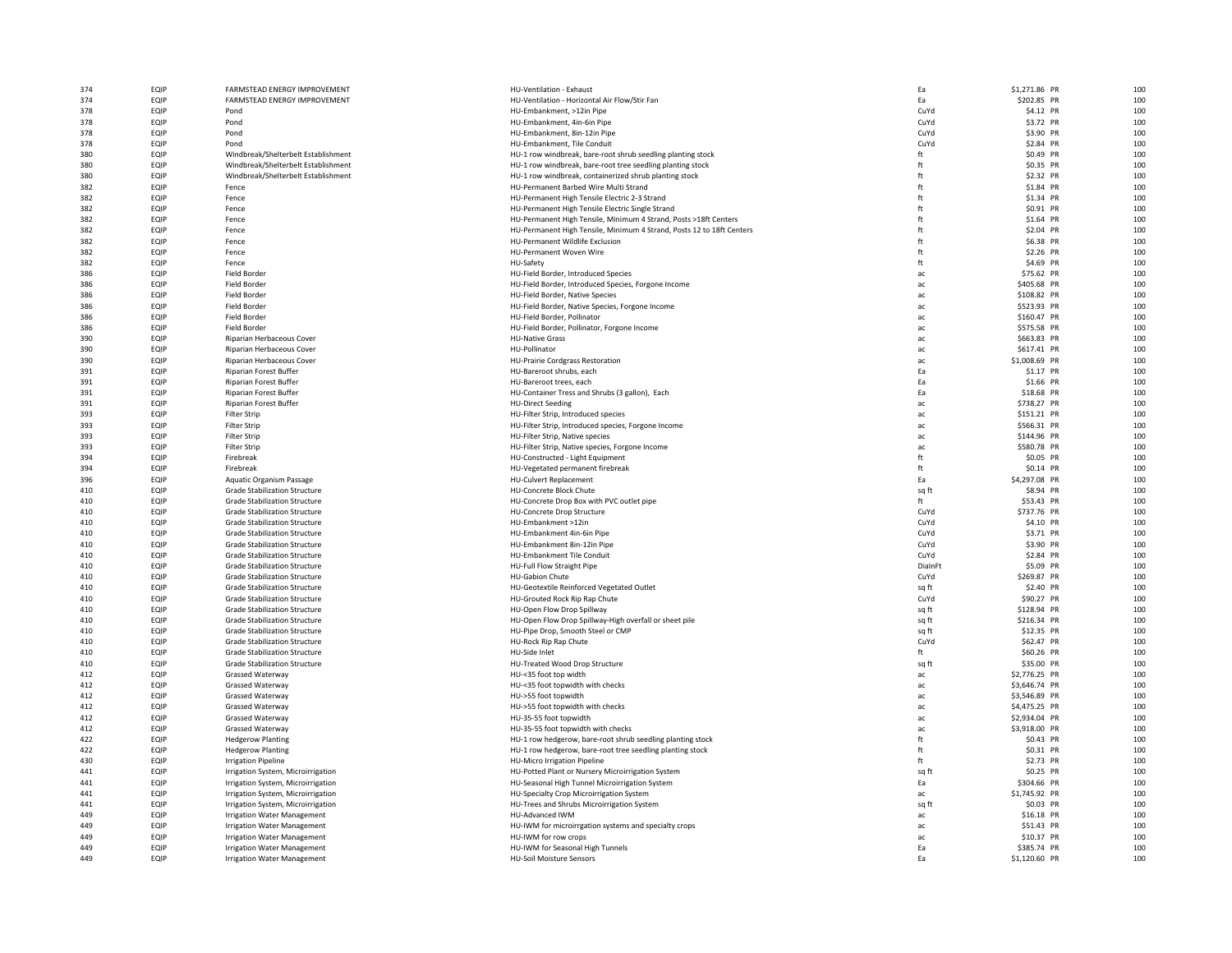| | | | | | | | |
|---|---|---|---|---|---|---|---|
| 374 | EQIP | FARMSTEAD ENERGY IMPROVEMENT | HU-Ventilation - Exhaust | Ea | $1,271.86 | PR | 100 |
| 374 | EQIP | FARMSTEAD ENERGY IMPROVEMENT | HU-Ventilation - Horizontal Air Flow/Stir Fan | Ea | $202.85 | PR | 100 |
| 378 | EQIP | Pond | HU-Embankment, >12in Pipe | CuYd | $4.12 | PR | 100 |
| 378 | EQIP | Pond | HU-Embankment, 4in-6in Pipe | CuYd | $3.72 | PR | 100 |
| 378 | EQIP | Pond | HU-Embankment, 8in-12in Pipe | CuYd | $3.90 | PR | 100 |
| 378 | EQIP | Pond | HU-Embankment, Tile Conduit | CuYd | $2.84 | PR | 100 |
| 380 | EQIP | Windbreak/Shelterbelt Establishment | HU-1 row windbreak, bare-root shrub seedling planting stock | ft | $0.49 | PR | 100 |
| 380 | EQIP | Windbreak/Shelterbelt Establishment | HU-1 row windbreak, bare-root tree seedling planting stock | ft | $0.35 | PR | 100 |
| 380 | EQIP | Windbreak/Shelterbelt Establishment | HU-1 row windbreak, containerized shrub planting stock | ft | $2.32 | PR | 100 |
| 382 | EQIP | Fence | HU-Permanent Barbed Wire Multi Strand | ft | $1.84 | PR | 100 |
| 382 | EQIP | Fence | HU-Permanent High Tensile Electric 2-3 Strand | ft | $1.34 | PR | 100 |
| 382 | EQIP | Fence | HU-Permanent High Tensile Electric Single Strand | ft | $0.91 | PR | 100 |
| 382 | EQIP | Fence | HU-Permanent High Tensile, Minimum 4 Strand, Posts >18ft Centers | ft | $1.64 | PR | 100 |
| 382 | EQIP | Fence | HU-Permanent High Tensile, Minimum 4 Strand, Posts 12 to 18ft Centers | ft | $2.04 | PR | 100 |
| 382 | EQIP | Fence | HU-Permanent Wildlife Exclusion | ft | $6.38 | PR | 100 |
| 382 | EQIP | Fence | HU-Permanent Woven Wire | ft | $2.26 | PR | 100 |
| 382 | EQIP | Fence | HU-Safety | ft | $4.69 | PR | 100 |
| 386 | EQIP | Field Border | HU-Field Border, Introduced Species | ac | $75.62 | PR | 100 |
| 386 | EQIP | Field Border | HU-Field Border, Introduced Species, Forgone Income | ac | $405.68 | PR | 100 |
| 386 | EQIP | Field Border | HU-Field Border, Native Species | ac | $108.82 | PR | 100 |
| 386 | EQIP | Field Border | HU-Field Border, Native Species, Forgone Income | ac | $523.93 | PR | 100 |
| 386 | EQIP | Field Border | HU-Field Border, Pollinator | ac | $160.47 | PR | 100 |
| 386 | EQIP | Field Border | HU-Field Border, Pollinator, Forgone Income | ac | $575.58 | PR | 100 |
| 390 | EQIP | Riparian Herbaceous Cover | HU-Native Grass | ac | $663.83 | PR | 100 |
| 390 | EQIP | Riparian Herbaceous Cover | HU-Pollinator | ac | $617.41 | PR | 100 |
| 390 | EQIP | Riparian Herbaceous Cover | HU-Prairie Cordgrass Restoration | ac | $1,008.69 | PR | 100 |
| 391 | EQIP | Riparian Forest Buffer | HU-Bareroot shrubs, each | Ea | $1.17 | PR | 100 |
| 391 | EQIP | Riparian Forest Buffer | HU-Bareroot trees, each | Ea | $1.66 | PR | 100 |
| 391 | EQIP | Riparian Forest Buffer | HU-Container Tress and Shrubs (3 gallon), Each | Ea | $18.68 | PR | 100 |
| 391 | EQIP | Riparian Forest Buffer | HU-Direct Seeding | ac | $738.27 | PR | 100 |
| 393 | EQIP | Filter Strip | HU-Filter Strip, Introduced species | ac | $151.21 | PR | 100 |
| 393 | EQIP | Filter Strip | HU-Filter Strip, Introduced species, Forgone Income | ac | $566.31 | PR | 100 |
| 393 | EQIP | Filter Strip | HU-Filter Strip, Native species | ac | $144.96 | PR | 100 |
| 393 | EQIP | Filter Strip | HU-Filter Strip, Native species, Forgone Income | ac | $580.78 | PR | 100 |
| 394 | EQIP | Firebreak | HU-Constructed - Light Equipment | ft | $0.05 | PR | 100 |
| 394 | EQIP | Firebreak | HU-Vegetated permanent firebreak | ft | $0.14 | PR | 100 |
| 396 | EQIP | Aquatic Organism Passage | HU-Culvert Replacement | Ea | $4,297.08 | PR | 100 |
| 410 | EQIP | Grade Stabilization Structure | HU-Concrete Block Chute | sq ft | $8.94 | PR | 100 |
| 410 | EQIP | Grade Stabilization Structure | HU-Concrete Drop Box with PVC outlet pipe | ft | $53.43 | PR | 100 |
| 410 | EQIP | Grade Stabilization Structure | HU-Concrete Drop Structure | CuYd | $737.76 | PR | 100 |
| 410 | EQIP | Grade Stabilization Structure | HU-Embankment >12in | CuYd | $4.10 | PR | 100 |
| 410 | EQIP | Grade Stabilization Structure | HU-Embankment 4in-6in Pipe | CuYd | $3.71 | PR | 100 |
| 410 | EQIP | Grade Stabilization Structure | HU-Embankment 8in-12in Pipe | CuYd | $3.90 | PR | 100 |
| 410 | EQIP | Grade Stabilization Structure | HU-Embankment Tile Conduit | CuYd | $2.84 | PR | 100 |
| 410 | EQIP | Grade Stabilization Structure | HU-Full Flow Straight Pipe | DiaInFt | $5.09 | PR | 100 |
| 410 | EQIP | Grade Stabilization Structure | HU-Gabion Chute | CuYd | $269.87 | PR | 100 |
| 410 | EQIP | Grade Stabilization Structure | HU-Geotextile Reinforced Vegetated Outlet | sq ft | $2.40 | PR | 100 |
| 410 | EQIP | Grade Stabilization Structure | HU-Grouted Rock Rip Rap Chute | CuYd | $90.27 | PR | 100 |
| 410 | EQIP | Grade Stabilization Structure | HU-Open Flow Drop Spillway | sq ft | $128.94 | PR | 100 |
| 410 | EQIP | Grade Stabilization Structure | HU-Open Flow Drop Spillway-High overfall or sheet pile | sq ft | $216.34 | PR | 100 |
| 410 | EQIP | Grade Stabilization Structure | HU-Pipe Drop, Smooth Steel or CMP | sq ft | $12.35 | PR | 100 |
| 410 | EQIP | Grade Stabilization Structure | HU-Rock Rip Rap Chute | CuYd | $62.47 | PR | 100 |
| 410 | EQIP | Grade Stabilization Structure | HU-Side Inlet | ft | $60.26 | PR | 100 |
| 410 | EQIP | Grade Stabilization Structure | HU-Treated Wood Drop Structure | sq ft | $35.00 | PR | 100 |
| 412 | EQIP | Grassed Waterway | HU-<35 foot top width | ac | $2,776.25 | PR | 100 |
| 412 | EQIP | Grassed Waterway | HU-<35 foot topwidth with checks | ac | $3,646.74 | PR | 100 |
| 412 | EQIP | Grassed Waterway | HU->55 foot topwidth | ac | $3,546.89 | PR | 100 |
| 412 | EQIP | Grassed Waterway | HU->55 foot topwidth with checks | ac | $4,475.25 | PR | 100 |
| 412 | EQIP | Grassed Waterway | HU-35-55 foot topwidth | ac | $2,934.04 | PR | 100 |
| 412 | EQIP | Grassed Waterway | HU-35-55 foot topwidth with checks | ac | $3,918.00 | PR | 100 |
| 422 | EQIP | Hedgerow Planting | HU-1 row hedgerow, bare-root shrub seedling planting stock | ft | $0.43 | PR | 100 |
| 422 | EQIP | Hedgerow Planting | HU-1 row hedgerow, bare-root tree seedling planting stock | ft | $0.31 | PR | 100 |
| 430 | EQIP | Irrigation Pipeline | HU-Micro Irrigation Pipeline | ft | $2.73 | PR | 100 |
| 441 | EQIP | Irrigation System, Microirrigation | HU-Potted Plant or Nursery Microirrigation System | sq ft | $0.25 | PR | 100 |
| 441 | EQIP | Irrigation System, Microirrigation | HU-Seasonal High Tunnel Microirrigation System | Ea | $304.66 | PR | 100 |
| 441 | EQIP | Irrigation System, Microirrigation | HU-Specialty Crop Microirrigation System | ac | $1,745.92 | PR | 100 |
| 441 | EQIP | Irrigation System, Microirrigation | HU-Trees and Shrubs Microirrigation System | sq ft | $0.03 | PR | 100 |
| 449 | EQIP | Irrigation Water Management | HU-Advanced IWM | ac | $16.18 | PR | 100 |
| 449 | EQIP | Irrigation Water Management | HU-IWM for microirrgation systems and specialty crops | ac | $51.43 | PR | 100 |
| 449 | EQIP | Irrigation Water Management | HU-IWM for row crops | ac | $10.37 | PR | 100 |
| 449 | EQIP | Irrigation Water Management | HU-IWM for Seasonal High Tunnels | Ea | $385.74 | PR | 100 |
| 449 | EQIP | Irrigation Water Management | HU-Soil Moisture Sensors | Ea | $1,120.60 | PR | 100 |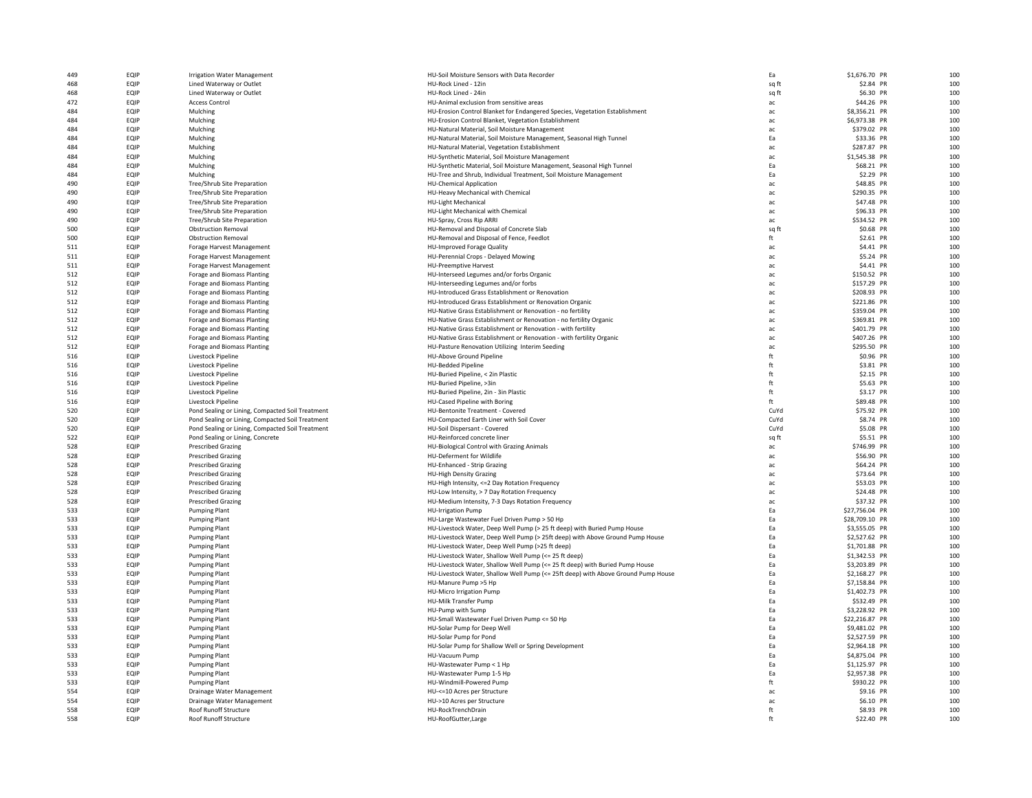| | | | | | | | |
|---|---|---|---|---|---|---|---|
| 449 | EQIP | Irrigation Water Management | HU-Soil Moisture Sensors with Data Recorder | Ea | $1,676.70 | PR | 100 |
| 468 | EQIP | Lined Waterway or Outlet | HU-Rock Lined - 12in | sq ft | $2.84 | PR | 100 |
| 468 | EQIP | Lined Waterway or Outlet | HU-Rock Lined - 24in | sq ft | $6.30 | PR | 100 |
| 472 | EQIP | Access Control | HU-Animal exclusion from sensitive areas | ac | $44.26 | PR | 100 |
| 484 | EQIP | Mulching | HU-Erosion Control Blanket for Endangered Species, Vegetation Establishment | ac | $8,356.21 | PR | 100 |
| 484 | EQIP | Mulching | HU-Erosion Control Blanket, Vegetation Establishment | ac | $6,973.38 | PR | 100 |
| 484 | EQIP | Mulching | HU-Natural Material, Soil Moisture Management | ac | $379.02 | PR | 100 |
| 484 | EQIP | Mulching | HU-Natural Material, Soil Moisture Management, Seasonal High Tunnel | Ea | $33.36 | PR | 100 |
| 484 | EQIP | Mulching | HU-Natural Material, Vegetation Establishment | ac | $287.87 | PR | 100 |
| 484 | EQIP | Mulching | HU-Synthetic Material, Soil Moisture Management | ac | $1,545.38 | PR | 100 |
| 484 | EQIP | Mulching | HU-Synthetic Material, Soil Moisture Management, Seasonal High Tunnel | Ea | $68.21 | PR | 100 |
| 484 | EQIP | Mulching | HU-Tree and Shrub, Individual Treatment, Soil Moisture Management | Ea | $2.29 | PR | 100 |
| 490 | EQIP | Tree/Shrub Site Preparation | HU-Chemical Application | ac | $48.85 | PR | 100 |
| 490 | EQIP | Tree/Shrub Site Preparation | HU-Heavy Mechanical with Chemical | ac | $290.35 | PR | 100 |
| 490 | EQIP | Tree/Shrub Site Preparation | HU-Light Mechanical | ac | $47.48 | PR | 100 |
| 490 | EQIP | Tree/Shrub Site Preparation | HU-Light Mechanical with Chemical | ac | $96.33 | PR | 100 |
| 490 | EQIP | Tree/Shrub Site Preparation | HU-Spray, Cross Rip ARRI | ac | $534.52 | PR | 100 |
| 500 | EQIP | Obstruction Removal | HU-Removal and Disposal of Concrete Slab | sq ft | $0.68 | PR | 100 |
| 500 | EQIP | Obstruction Removal | HU-Removal and Disposal of Fence, Feedlot | ft | $2.61 | PR | 100 |
| 511 | EQIP | Forage Harvest Management | HU-Improved Forage Quality | ac | $4.41 | PR | 100 |
| 511 | EQIP | Forage Harvest Management | HU-Perennial Crops - Delayed Mowing | ac | $5.24 | PR | 100 |
| 511 | EQIP | Forage Harvest Management | HU-Preemptive Harvest | ac | $4.41 | PR | 100 |
| 512 | EQIP | Forage and Biomass Planting | HU-Interseed Legumes and/or forbs Organic | ac | $150.52 | PR | 100 |
| 512 | EQIP | Forage and Biomass Planting | HU-Interseeding Legumes and/or forbs | ac | $157.29 | PR | 100 |
| 512 | EQIP | Forage and Biomass Planting | HU-Introduced Grass Establishment or Renovation | ac | $208.93 | PR | 100 |
| 512 | EQIP | Forage and Biomass Planting | HU-Introduced Grass Establishment or Renovation Organic | ac | $221.86 | PR | 100 |
| 512 | EQIP | Forage and Biomass Planting | HU-Native Grass Establishment or Renovation - no fertility | ac | $359.04 | PR | 100 |
| 512 | EQIP | Forage and Biomass Planting | HU-Native Grass Establishment or Renovation - no fertility Organic | ac | $369.81 | PR | 100 |
| 512 | EQIP | Forage and Biomass Planting | HU-Native Grass Establishment or Renovation - with fertility | ac | $401.79 | PR | 100 |
| 512 | EQIP | Forage and Biomass Planting | HU-Native Grass Establishment or Renovation - with fertility Organic | ac | $407.26 | PR | 100 |
| 512 | EQIP | Forage and Biomass Planting | HU-Pasture Renovation Utilizing Interim Seeding | ac | $295.50 | PR | 100 |
| 516 | EQIP | Livestock Pipeline | HU-Above Ground Pipeline | ft | $0.96 | PR | 100 |
| 516 | EQIP | Livestock Pipeline | HU-Bedded Pipeline | ft | $3.81 | PR | 100 |
| 516 | EQIP | Livestock Pipeline | HU-Buried Pipeline, < 2in Plastic | ft | $2.15 | PR | 100 |
| 516 | EQIP | Livestock Pipeline | HU-Buried Pipeline, >3in | ft | $5.63 | PR | 100 |
| 516 | EQIP | Livestock Pipeline | HU-Buried Pipeline, 2in - 3in Plastic | ft | $3.17 | PR | 100 |
| 516 | EQIP | Livestock Pipeline | HU-Cased Pipeline with Boring | ft | $89.48 | PR | 100 |
| 520 | EQIP | Pond Sealing or Lining, Compacted Soil Treatment | HU-Bentonite Treatment - Covered | CuYd | $75.92 | PR | 100 |
| 520 | EQIP | Pond Sealing or Lining, Compacted Soil Treatment | HU-Compacted Earth Liner with Soil Cover | CuYd | $8.74 | PR | 100 |
| 520 | EQIP | Pond Sealing or Lining, Compacted Soil Treatment | HU-Soil Dispersant - Covered | CuYd | $5.08 | PR | 100 |
| 522 | EQIP | Pond Sealing or Lining, Concrete | HU-Reinforced concrete liner | sq ft | $5.51 | PR | 100 |
| 528 | EQIP | Prescribed Grazing | HU-Biological Control with Grazing Animals | ac | $746.99 | PR | 100 |
| 528 | EQIP | Prescribed Grazing | HU-Deferment for Wildlife | ac | $56.90 | PR | 100 |
| 528 | EQIP | Prescribed Grazing | HU-Enhanced - Strip Grazing | ac | $64.24 | PR | 100 |
| 528 | EQIP | Prescribed Grazing | HU-High Density Grazing | ac | $73.64 | PR | 100 |
| 528 | EQIP | Prescribed Grazing | HU-High Intensity, <=2 Day Rotation Frequency | ac | $53.03 | PR | 100 |
| 528 | EQIP | Prescribed Grazing | HU-Low Intensity, > 7 Day Rotation Frequency | ac | $24.48 | PR | 100 |
| 528 | EQIP | Prescribed Grazing | HU-Medium Intensity, 7-3 Days Rotation Frequency | ac | $37.32 | PR | 100 |
| 533 | EQIP | Pumping Plant | HU-Irrigation Pump | Ea | $27,756.04 | PR | 100 |
| 533 | EQIP | Pumping Plant | HU-Large Wastewater Fuel Driven Pump > 50 Hp | Ea | $28,709.10 | PR | 100 |
| 533 | EQIP | Pumping Plant | HU-Livestock Water, Deep Well Pump (> 25 ft deep) with Buried Pump House | Ea | $3,555.05 | PR | 100 |
| 533 | EQIP | Pumping Plant | HU-Livestock Water, Deep Well Pump (> 25ft deep) with Above Ground Pump House | Ea | $2,527.62 | PR | 100 |
| 533 | EQIP | Pumping Plant | HU-Livestock Water, Deep Well Pump (>25 ft deep) | Ea | $1,701.88 | PR | 100 |
| 533 | EQIP | Pumping Plant | HU-Livestock Water, Shallow Well Pump (<= 25 ft deep) | Ea | $1,342.53 | PR | 100 |
| 533 | EQIP | Pumping Plant | HU-Livestock Water, Shallow Well Pump (<= 25 ft deep) with Buried Pump House | Ea | $3,203.89 | PR | 100 |
| 533 | EQIP | Pumping Plant | HU-Livestock Water, Shallow Well Pump (<= 25ft deep) with Above Ground Pump House | Ea | $2,168.27 | PR | 100 |
| 533 | EQIP | Pumping Plant | HU-Manure Pump >5 Hp | Ea | $7,158.84 | PR | 100 |
| 533 | EQIP | Pumping Plant | HU-Micro Irrigation Pump | Ea | $1,402.73 | PR | 100 |
| 533 | EQIP | Pumping Plant | HU-Milk Transfer Pump | Ea | $532.49 | PR | 100 |
| 533 | EQIP | Pumping Plant | HU-Pump with Sump | Ea | $3,228.92 | PR | 100 |
| 533 | EQIP | Pumping Plant | HU-Small Wastewater Fuel Driven Pump <= 50 Hp | Ea | $22,216.87 | PR | 100 |
| 533 | EQIP | Pumping Plant | HU-Solar Pump for Deep Well | Ea | $9,481.02 | PR | 100 |
| 533 | EQIP | Pumping Plant | HU-Solar Pump for Pond | Ea | $2,527.59 | PR | 100 |
| 533 | EQIP | Pumping Plant | HU-Solar Pump for Shallow Well or Spring Development | Ea | $2,964.18 | PR | 100 |
| 533 | EQIP | Pumping Plant | HU-Vacuum Pump | Ea | $4,875.04 | PR | 100 |
| 533 | EQIP | Pumping Plant | HU-Wastewater Pump < 1 Hp | Ea | $1,125.97 | PR | 100 |
| 533 | EQIP | Pumping Plant | HU-Wastewater Pump 1-5 Hp | Ea | $2,957.38 | PR | 100 |
| 533 | EQIP | Pumping Plant | HU-Windmill-Powered Pump | ft | $930.22 | PR | 100 |
| 554 | EQIP | Drainage Water Management | HU-<=10 Acres per Structure | ac | $9.16 | PR | 100 |
| 554 | EQIP | Drainage Water Management | HU->10 Acres per Structure | ac | $6.10 | PR | 100 |
| 558 | EQIP | Roof Runoff Structure | HU-RockTrenchDrain | ft | $8.93 | PR | 100 |
| 558 | EQIP | Roof Runoff Structure | HU-RoofGutter,Large | ft | $22.40 | PR | 100 |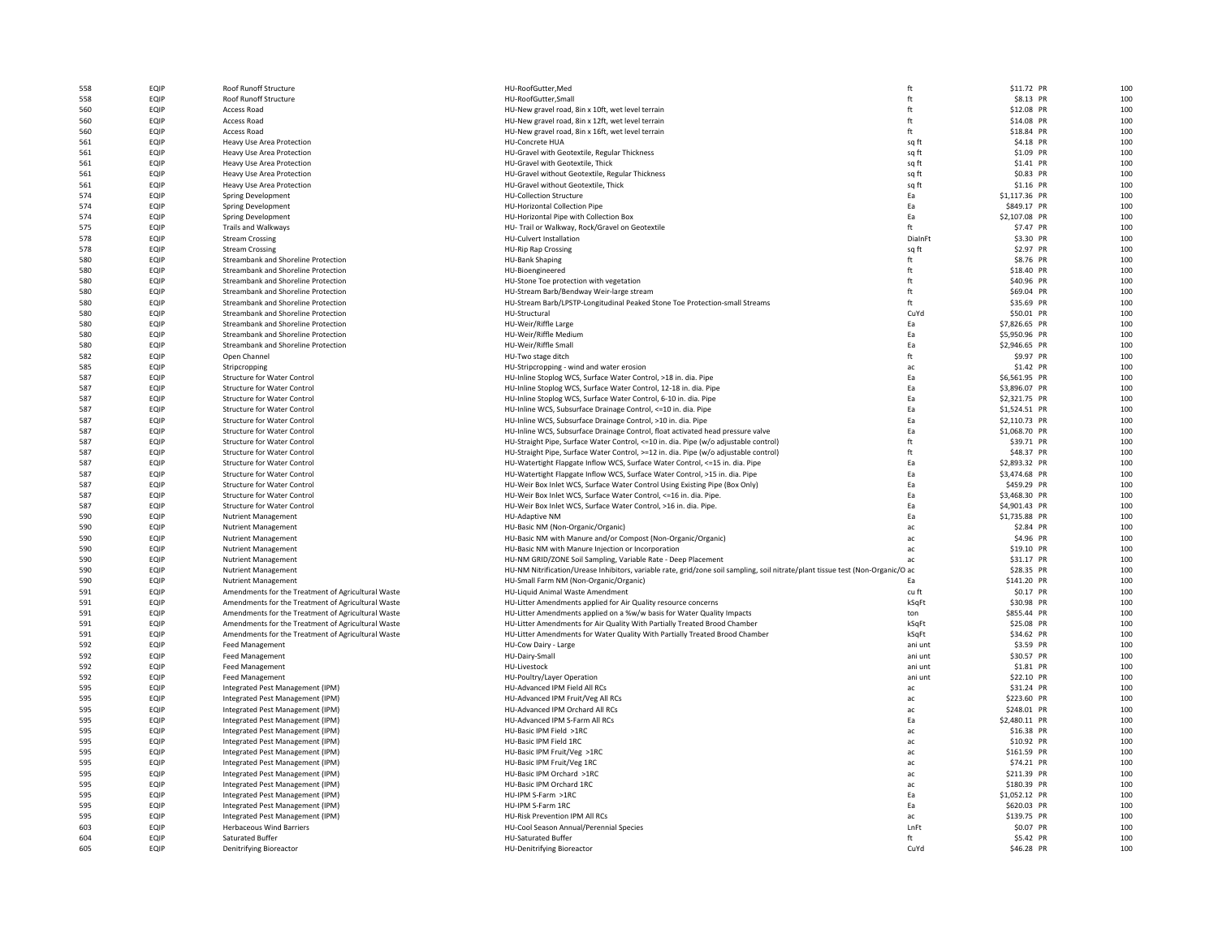| | | | | | | | |
|---|---|---|---|---|---|---|---|
| 558 | EQIP | Roof Runoff Structure | HU-RoofGutter,Med | ft | $11.72 | PR | 100 |
| 558 | EQIP | Roof Runoff Structure | HU-RoofGutter,Small | ft | $8.13 | PR | 100 |
| 560 | EQIP | Access Road | HU-New gravel road, 8in x 10ft, wet level terrain | ft | $12.08 | PR | 100 |
| 560 | EQIP | Access Road | HU-New gravel road, 8in x 12ft, wet level terrain | ft | $14.08 | PR | 100 |
| 560 | EQIP | Access Road | HU-New gravel road, 8in x 16ft, wet level terrain | ft | $18.84 | PR | 100 |
| 561 | EQIP | Heavy Use Area Protection | HU-Concrete HUA | sq ft | $4.18 | PR | 100 |
| 561 | EQIP | Heavy Use Area Protection | HU-Gravel with Geotextile, Regular Thickness | sq ft | $1.09 | PR | 100 |
| 561 | EQIP | Heavy Use Area Protection | HU-Gravel with Geotextile, Thick | sq ft | $1.41 | PR | 100 |
| 561 | EQIP | Heavy Use Area Protection | HU-Gravel without Geotextile, Regular Thickness | sq ft | $0.83 | PR | 100 |
| 561 | EQIP | Heavy Use Area Protection | HU-Gravel without Geotextile, Thick | sq ft | $1.16 | PR | 100 |
| 574 | EQIP | Spring Development | HU-Collection Structure | Ea | $1,117.36 | PR | 100 |
| 574 | EQIP | Spring Development | HU-Horizontal Collection Pipe | Ea | $849.17 | PR | 100 |
| 574 | EQIP | Spring Development | HU-Horizontal Pipe with Collection Box | Ea | $2,107.08 | PR | 100 |
| 575 | EQIP | Trails and Walkways | HU- Trail or Walkway, Rock/Gravel on Geotextile | ft | $7.47 | PR | 100 |
| 578 | EQIP | Stream Crossing | HU-Culvert Installation | DiaInFt | $3.30 | PR | 100 |
| 578 | EQIP | Stream Crossing | HU-Rip Rap Crossing | sq ft | $2.97 | PR | 100 |
| 580 | EQIP | Streambank and Shoreline Protection | HU-Bank Shaping | ft | $8.76 | PR | 100 |
| 580 | EQIP | Streambank and Shoreline Protection | HU-Bioengineered | ft | $18.40 | PR | 100 |
| 580 | EQIP | Streambank and Shoreline Protection | HU-Stone Toe protection with vegetation | ft | $40.96 | PR | 100 |
| 580 | EQIP | Streambank and Shoreline Protection | HU-Stream Barb/Bendway Weir-large stream | ft | $69.04 | PR | 100 |
| 580 | EQIP | Streambank and Shoreline Protection | HU-Stream Barb/LPSTP-Longitudinal Peaked Stone Toe Protection-small Streams | ft | $35.69 | PR | 100 |
| 580 | EQIP | Streambank and Shoreline Protection | HU-Structural | CuYd | $50.01 | PR | 100 |
| 580 | EQIP | Streambank and Shoreline Protection | HU-Weir/Riffle Large | Ea | $7,826.65 | PR | 100 |
| 580 | EQIP | Streambank and Shoreline Protection | HU-Weir/Riffle Medium | Ea | $5,950.96 | PR | 100 |
| 580 | EQIP | Streambank and Shoreline Protection | HU-Weir/Riffle Small | Ea | $2,946.65 | PR | 100 |
| 582 | EQIP | Open Channel | HU-Two stage ditch | ft | $9.97 | PR | 100 |
| 585 | EQIP | Stripcropping | HU-Stripcropping - wind and water erosion | ac | $1.42 | PR | 100 |
| 587 | EQIP | Structure for Water Control | HU-Inline Stoplog WCS, Surface Water Control, >18 in. dia. Pipe | Ea | $6,561.95 | PR | 100 |
| 587 | EQIP | Structure for Water Control | HU-Inline Stoplog WCS, Surface Water Control, 12-18 in. dia. Pipe | Ea | $3,896.07 | PR | 100 |
| 587 | EQIP | Structure for Water Control | HU-Inline Stoplog WCS, Surface Water Control, 6-10 in. dia. Pipe | Ea | $2,321.75 | PR | 100 |
| 587 | EQIP | Structure for Water Control | HU-Inline WCS, Subsurface Drainage Control, <=10 in. dia. Pipe | Ea | $1,524.51 | PR | 100 |
| 587 | EQIP | Structure for Water Control | HU-Inline WCS, Subsurface Drainage Control, >10 in. dia. Pipe | Ea | $2,110.73 | PR | 100 |
| 587 | EQIP | Structure for Water Control | HU-Inline WCS, Subsurface Drainage Control, float activated head pressure valve | Ea | $1,068.70 | PR | 100 |
| 587 | EQIP | Structure for Water Control | HU-Straight Pipe, Surface Water Control, <=10 in. dia. Pipe (w/o adjustable control) | ft | $39.71 | PR | 100 |
| 587 | EQIP | Structure for Water Control | HU-Straight Pipe, Surface Water Control, >=12 in. dia. Pipe (w/o adjustable control) | ft | $48.37 | PR | 100 |
| 587 | EQIP | Structure for Water Control | HU-Watertight Flapgate Inflow WCS, Surface Water Control, <=15 in. dia. Pipe | Ea | $2,893.32 | PR | 100 |
| 587 | EQIP | Structure for Water Control | HU-Watertight Flapgate Inflow WCS, Surface Water Control, >15 in. dia. Pipe | Ea | $3,474.68 | PR | 100 |
| 587 | EQIP | Structure for Water Control | HU-Weir Box Inlet WCS, Surface Water Control Using Existing Pipe (Box Only) | Ea | $459.29 | PR | 100 |
| 587 | EQIP | Structure for Water Control | HU-Weir Box Inlet WCS, Surface Water Control, <=16 in. dia. Pipe. | Ea | $3,468.30 | PR | 100 |
| 587 | EQIP | Structure for Water Control | HU-Weir Box Inlet WCS, Surface Water Control, >16 in. dia. Pipe. | Ea | $4,901.43 | PR | 100 |
| 590 | EQIP | Nutrient Management | HU-Adaptive NM | Ea | $1,735.88 | PR | 100 |
| 590 | EQIP | Nutrient Management | HU-Basic NM (Non-Organic/Organic) | ac | $2.84 | PR | 100 |
| 590 | EQIP | Nutrient Management | HU-Basic NM with Manure and/or Compost (Non-Organic/Organic) | ac | $4.96 | PR | 100 |
| 590 | EQIP | Nutrient Management | HU-Basic NM with Manure Injection or Incorporation | ac | $19.10 | PR | 100 |
| 590 | EQIP | Nutrient Management | HU-NM GRID/ZONE Soil Sampling, Variable Rate - Deep Placement | ac | $31.17 | PR | 100 |
| 590 | EQIP | Nutrient Management | HU-NM Nitrification/Urease Inhibitors, variable rate, grid/zone soil sampling, soil nitrate/plant tissue test (Non-Organic/O | ac | $28.35 | PR | 100 |
| 590 | EQIP | Nutrient Management | HU-Small Farm NM (Non-Organic/Organic) | Ea | $141.20 | PR | 100 |
| 591 | EQIP | Amendments for the Treatment of Agricultural Waste | HU-Liquid Animal Waste Amendment | cu ft | $0.17 | PR | 100 |
| 591 | EQIP | Amendments for the Treatment of Agricultural Waste | HU-Litter Amendments applied for Air Quality resource concerns | kSqFt | $30.98 | PR | 100 |
| 591 | EQIP | Amendments for the Treatment of Agricultural Waste | HU-Litter Amendments applied on a %w/w basis for Water Quality Impacts | ton | $855.44 | PR | 100 |
| 591 | EQIP | Amendments for the Treatment of Agricultural Waste | HU-Litter Amendments for Air Quality With Partially Treated Brood Chamber | kSqFt | $25.08 | PR | 100 |
| 591 | EQIP | Amendments for the Treatment of Agricultural Waste | HU-Litter Amendments for Water Quality With Partially Treated Brood Chamber | kSqFt | $34.62 | PR | 100 |
| 592 | EQIP | Feed Management | HU-Cow Dairy - Large | ani unt | $3.59 | PR | 100 |
| 592 | EQIP | Feed Management | HU-Dairy-Small | ani unt | $30.57 | PR | 100 |
| 592 | EQIP | Feed Management | HU-Livestock | ani unt | $1.81 | PR | 100 |
| 592 | EQIP | Feed Management | HU-Poultry/Layer Operation | ani unt | $22.10 | PR | 100 |
| 595 | EQIP | Integrated Pest Management (IPM) | HU-Advanced IPM Field All RCs | ac | $31.24 | PR | 100 |
| 595 | EQIP | Integrated Pest Management (IPM) | HU-Advanced IPM Fruit/Veg All RCs | ac | $223.60 | PR | 100 |
| 595 | EQIP | Integrated Pest Management (IPM) | HU-Advanced IPM Orchard All RCs | ac | $248.01 | PR | 100 |
| 595 | EQIP | Integrated Pest Management (IPM) | HU-Advanced IPM S-Farm All RCs | Ea | $2,480.11 | PR | 100 |
| 595 | EQIP | Integrated Pest Management (IPM) | HU-Basic IPM Field >1RC | ac | $16.38 | PR | 100 |
| 595 | EQIP | Integrated Pest Management (IPM) | HU-Basic IPM Field 1RC | ac | $10.92 | PR | 100 |
| 595 | EQIP | Integrated Pest Management (IPM) | HU-Basic IPM Fruit/Veg >1RC | ac | $161.59 | PR | 100 |
| 595 | EQIP | Integrated Pest Management (IPM) | HU-Basic IPM Fruit/Veg 1RC | ac | $74.21 | PR | 100 |
| 595 | EQIP | Integrated Pest Management (IPM) | HU-Basic IPM Orchard >1RC | ac | $211.39 | PR | 100 |
| 595 | EQIP | Integrated Pest Management (IPM) | HU-Basic IPM Orchard 1RC | ac | $180.39 | PR | 100 |
| 595 | EQIP | Integrated Pest Management (IPM) | HU-IPM S-Farm >1RC | Ea | $1,052.12 | PR | 100 |
| 595 | EQIP | Integrated Pest Management (IPM) | HU-IPM S-Farm 1RC | Ea | $620.03 | PR | 100 |
| 595 | EQIP | Integrated Pest Management (IPM) | HU-Risk Prevention IPM All RCs | ac | $139.75 | PR | 100 |
| 603 | EQIP | Herbaceous Wind Barriers | HU-Cool Season Annual/Perennial Species | LnFt | $0.07 | PR | 100 |
| 604 | EQIP | Saturated Buffer | HU-Saturated Buffer | ft | $5.42 | PR | 100 |
| 605 | EQIP | Denitrifying Bioreactor | HU-Denitrifying Bioreactor | CuYd | $46.28 | PR | 100 |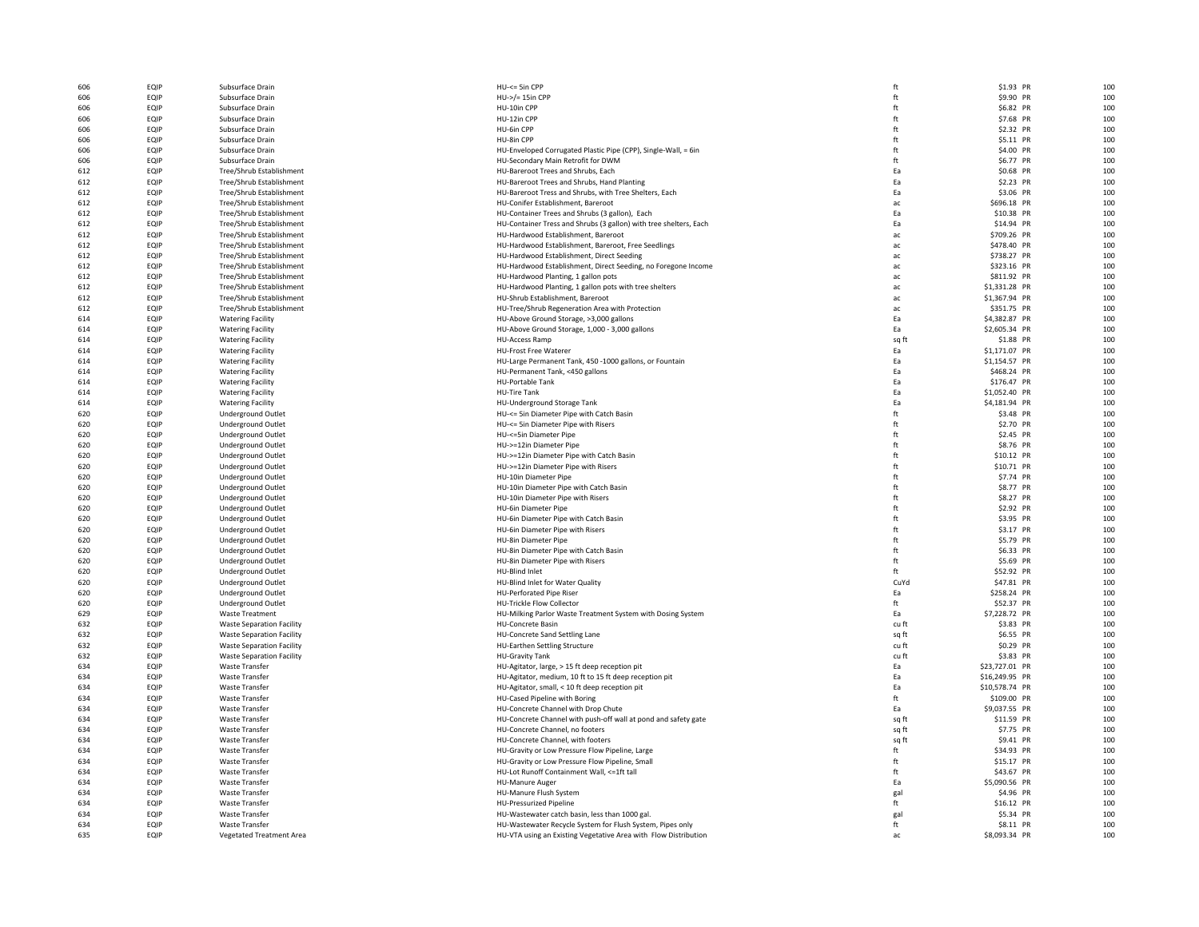| | | | | | | | |
|---|---|---|---|---|---|---|---|
| 606 | EQIP | Subsurface Drain | HU-<= 5in CPP | ft | $1.93 | PR | 100 |
| 606 | EQIP | Subsurface Drain | HU->/= 15in CPP | ft | $9.90 | PR | 100 |
| 606 | EQIP | Subsurface Drain | HU-10in CPP | ft | $6.82 | PR | 100 |
| 606 | EQIP | Subsurface Drain | HU-12in CPP | ft | $7.68 | PR | 100 |
| 606 | EQIP | Subsurface Drain | HU-6in CPP | ft | $2.32 | PR | 100 |
| 606 | EQIP | Subsurface Drain | HU-8in CPP | ft | $5.11 | PR | 100 |
| 606 | EQIP | Subsurface Drain | HU-Enveloped Corrugated Plastic Pipe (CPP), Single-Wall, = 6in | ft | $4.00 | PR | 100 |
| 606 | EQIP | Subsurface Drain | HU-Secondary Main Retrofit for DWM | ft | $6.77 | PR | 100 |
| 612 | EQIP | Tree/Shrub Establishment | HU-Bareroot Trees and Shrubs, Each | Ea | $0.68 | PR | 100 |
| 612 | EQIP | Tree/Shrub Establishment | HU-Bareroot Trees and Shrubs, Hand Planting | Ea | $2.23 | PR | 100 |
| 612 | EQIP | Tree/Shrub Establishment | HU-Bareroot Tress and Shrubs, with Tree Shelters, Each | Ea | $3.06 | PR | 100 |
| 612 | EQIP | Tree/Shrub Establishment | HU-Conifer Establishment, Bareroot | ac | $696.18 | PR | 100 |
| 612 | EQIP | Tree/Shrub Establishment | HU-Container Trees and Shrubs (3 gallon), Each | Ea | $10.38 | PR | 100 |
| 612 | EQIP | Tree/Shrub Establishment | HU-Container Tress and Shrubs (3 gallon) with tree shelters, Each | Ea | $14.94 | PR | 100 |
| 612 | EQIP | Tree/Shrub Establishment | HU-Hardwood Establishment, Bareroot | ac | $709.26 | PR | 100 |
| 612 | EQIP | Tree/Shrub Establishment | HU-Hardwood Establishment, Bareroot, Free Seedlings | ac | $478.40 | PR | 100 |
| 612 | EQIP | Tree/Shrub Establishment | HU-Hardwood Establishment, Direct Seeding | ac | $738.27 | PR | 100 |
| 612 | EQIP | Tree/Shrub Establishment | HU-Hardwood Establishment, Direct Seeding, no Foregone Income | ac | $323.16 | PR | 100 |
| 612 | EQIP | Tree/Shrub Establishment | HU-Hardwood Planting, 1 gallon pots | ac | $811.92 | PR | 100 |
| 612 | EQIP | Tree/Shrub Establishment | HU-Hardwood Planting, 1 gallon pots with tree shelters | ac | $1,331.28 | PR | 100 |
| 612 | EQIP | Tree/Shrub Establishment | HU-Shrub Establishment, Bareroot | ac | $1,367.94 | PR | 100 |
| 612 | EQIP | Tree/Shrub Establishment | HU-Tree/Shrub Regeneration Area with Protection | ac | $351.75 | PR | 100 |
| 614 | EQIP | Watering Facility | HU-Above Ground Storage, >3,000 gallons | Ea | $4,382.87 | PR | 100 |
| 614 | EQIP | Watering Facility | HU-Above Ground Storage, 1,000 - 3,000 gallons | Ea | $2,605.34 | PR | 100 |
| 614 | EQIP | Watering Facility | HU-Access Ramp | sq ft | $1.88 | PR | 100 |
| 614 | EQIP | Watering Facility | HU-Frost Free Waterer | Ea | $1,171.07 | PR | 100 |
| 614 | EQIP | Watering Facility | HU-Large Permanent Tank, 450 -1000 gallons, or Fountain | Ea | $1,154.57 | PR | 100 |
| 614 | EQIP | Watering Facility | HU-Permanent Tank, <450 gallons | Ea | $468.24 | PR | 100 |
| 614 | EQIP | Watering Facility | HU-Portable Tank | Ea | $176.47 | PR | 100 |
| 614 | EQIP | Watering Facility | HU-Tire Tank | Ea | $1,052.40 | PR | 100 |
| 614 | EQIP | Watering Facility | HU-Underground Storage Tank | Ea | $4,181.94 | PR | 100 |
| 620 | EQIP | Underground Outlet | HU-<= 5in Diameter Pipe with Catch Basin | ft | $3.48 | PR | 100 |
| 620 | EQIP | Underground Outlet | HU-<= 5in Diameter Pipe with Risers | ft | $2.70 | PR | 100 |
| 620 | EQIP | Underground Outlet | HU-<=5in Diameter Pipe | ft | $2.45 | PR | 100 |
| 620 | EQIP | Underground Outlet | HU->=12in Diameter Pipe | ft | $8.76 | PR | 100 |
| 620 | EQIP | Underground Outlet | HU->=12in Diameter Pipe with Catch Basin | ft | $10.12 | PR | 100 |
| 620 | EQIP | Underground Outlet | HU->=12in Diameter Pipe with Risers | ft | $10.71 | PR | 100 |
| 620 | EQIP | Underground Outlet | HU-10in Diameter Pipe | ft | $7.74 | PR | 100 |
| 620 | EQIP | Underground Outlet | HU-10in Diameter Pipe with Catch Basin | ft | $8.77 | PR | 100 |
| 620 | EQIP | Underground Outlet | HU-10in Diameter Pipe with Risers | ft | $8.27 | PR | 100 |
| 620 | EQIP | Underground Outlet | HU-6in Diameter Pipe | ft | $2.92 | PR | 100 |
| 620 | EQIP | Underground Outlet | HU-6in Diameter Pipe with Catch Basin | ft | $3.95 | PR | 100 |
| 620 | EQIP | Underground Outlet | HU-6in Diameter Pipe with Risers | ft | $3.17 | PR | 100 |
| 620 | EQIP | Underground Outlet | HU-8in Diameter Pipe | ft | $5.79 | PR | 100 |
| 620 | EQIP | Underground Outlet | HU-8in Diameter Pipe with Catch Basin | ft | $6.33 | PR | 100 |
| 620 | EQIP | Underground Outlet | HU-8in Diameter Pipe with Risers | ft | $5.69 | PR | 100 |
| 620 | EQIP | Underground Outlet | HU-Blind Inlet | ft | $52.92 | PR | 100 |
| 620 | EQIP | Underground Outlet | HU-Blind Inlet for Water Quality | CuYd | $47.81 | PR | 100 |
| 620 | EQIP | Underground Outlet | HU-Perforated Pipe Riser | Ea | $258.24 | PR | 100 |
| 620 | EQIP | Underground Outlet | HU-Trickle Flow Collector | ft | $52.37 | PR | 100 |
| 629 | EQIP | Waste Treatment | HU-Milking Parlor Waste Treatment System with Dosing System | Ea | $7,228.72 | PR | 100 |
| 632 | EQIP | Waste Separation Facility | HU-Concrete Basin | cu ft | $3.83 | PR | 100 |
| 632 | EQIP | Waste Separation Facility | HU-Concrete Sand Settling Lane | sq ft | $6.55 | PR | 100 |
| 632 | EQIP | Waste Separation Facility | HU-Earthen Settling Structure | cu ft | $0.29 | PR | 100 |
| 632 | EQIP | Waste Separation Facility | HU-Gravity Tank | cu ft | $3.83 | PR | 100 |
| 634 | EQIP | Waste Transfer | HU-Agitator, large, > 15 ft deep reception pit | Ea | $23,727.01 | PR | 100 |
| 634 | EQIP | Waste Transfer | HU-Agitator, medium, 10 ft to 15 ft deep reception pit | Ea | $16,249.95 | PR | 100 |
| 634 | EQIP | Waste Transfer | HU-Agitator, small, < 10 ft deep reception pit | Ea | $10,578.74 | PR | 100 |
| 634 | EQIP | Waste Transfer | HU-Cased Pipeline with Boring | ft | $109.00 | PR | 100 |
| 634 | EQIP | Waste Transfer | HU-Concrete Channel with Drop Chute | Ea | $9,037.55 | PR | 100 |
| 634 | EQIP | Waste Transfer | HU-Concrete Channel with push-off wall at pond and safety gate | sq ft | $11.59 | PR | 100 |
| 634 | EQIP | Waste Transfer | HU-Concrete Channel, no footers | sq ft | $7.75 | PR | 100 |
| 634 | EQIP | Waste Transfer | HU-Concrete Channel, with footers | sq ft | $9.41 | PR | 100 |
| 634 | EQIP | Waste Transfer | HU-Gravity or Low Pressure Flow Pipeline, Large | ft | $34.93 | PR | 100 |
| 634 | EQIP | Waste Transfer | HU-Gravity or Low Pressure Flow Pipeline, Small | ft | $15.17 | PR | 100 |
| 634 | EQIP | Waste Transfer | HU-Lot Runoff Containment Wall, <=1ft tall | ft | $43.67 | PR | 100 |
| 634 | EQIP | Waste Transfer | HU-Manure Auger | Ea | $5,090.56 | PR | 100 |
| 634 | EQIP | Waste Transfer | HU-Manure Flush System | gal | $4.96 | PR | 100 |
| 634 | EQIP | Waste Transfer | HU-Pressurized Pipeline | ft | $16.12 | PR | 100 |
| 634 | EQIP | Waste Transfer | HU-Wastewater catch basin, less than 1000 gal. | gal | $5.34 | PR | 100 |
| 634 | EQIP | Waste Transfer | HU-Wastewater Recycle System for Flush System, Pipes only | ft | $8.11 | PR | 100 |
| 635 | EQIP | Vegetated Treatment Area | HU-VTA using an Existing Vegetative Area with Flow Distribution | ac | $8,093.34 | PR | 100 |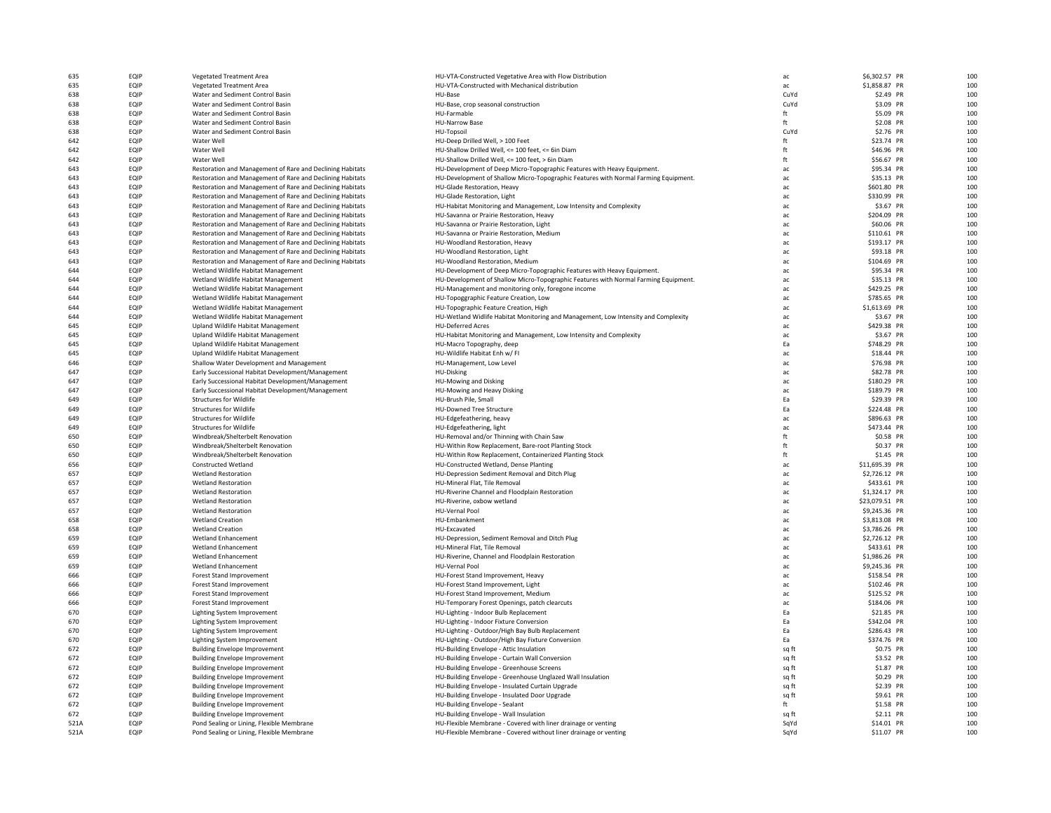| | | | | | | | |
|---|---|---|---|---|---|---|---|
| 635 | EQIP | Vegetated Treatment Area | HU-VTA-Constructed Vegetative Area with Flow Distribution | ac | $6,302.57 | PR | 100 |
| 635 | EQIP | Vegetated Treatment Area | HU-VTA-Constructed with Mechanical distribution | ac | $1,858.87 | PR | 100 |
| 638 | EQIP | Water and Sediment Control Basin | HU-Base | CuYd | $2.49 | PR | 100 |
| 638 | EQIP | Water and Sediment Control Basin | HU-Base, crop seasonal construction | CuYd | $3.09 | PR | 100 |
| 638 | EQIP | Water and Sediment Control Basin | HU-Farmable | ft | $5.09 | PR | 100 |
| 638 | EQIP | Water and Sediment Control Basin | HU-Narrow Base | ft | $2.08 | PR | 100 |
| 638 | EQIP | Water and Sediment Control Basin | HU-Topsoil | CuYd | $2.76 | PR | 100 |
| 642 | EQIP | Water Well | HU-Deep Drilled Well, > 100 Feet | ft | $23.74 | PR | 100 |
| 642 | EQIP | Water Well | HU-Shallow Drilled Well, <= 100 feet, <= 6in Diam | ft | $46.96 | PR | 100 |
| 642 | EQIP | Water Well | HU-Shallow Drilled Well, <= 100 feet, > 6in Diam | ft | $56.67 | PR | 100 |
| 643 | EQIP | Restoration and Management of Rare and Declining Habitats | HU-Development of Deep Micro-Topographic Features with Heavy Equipment. | ac | $95.34 | PR | 100 |
| 643 | EQIP | Restoration and Management of Rare and Declining Habitats | HU-Development of Shallow Micro-Topographic Features with Normal Farming Equipment. | ac | $35.13 | PR | 100 |
| 643 | EQIP | Restoration and Management of Rare and Declining Habitats | HU-Glade Restoration, Heavy | ac | $601.80 | PR | 100 |
| 643 | EQIP | Restoration and Management of Rare and Declining Habitats | HU-Glade Restoration, Light | ac | $330.99 | PR | 100 |
| 643 | EQIP | Restoration and Management of Rare and Declining Habitats | HU-Habitat Monitoring and Management, Low Intensity and Complexity | ac | $3.67 | PR | 100 |
| 643 | EQIP | Restoration and Management of Rare and Declining Habitats | HU-Savanna or Prairie Restoration, Heavy | ac | $204.09 | PR | 100 |
| 643 | EQIP | Restoration and Management of Rare and Declining Habitats | HU-Savanna or Prairie Restoration, Light | ac | $60.06 | PR | 100 |
| 643 | EQIP | Restoration and Management of Rare and Declining Habitats | HU-Savanna or Prairie Restoration, Medium | ac | $110.61 | PR | 100 |
| 643 | EQIP | Restoration and Management of Rare and Declining Habitats | HU-Woodland Restoration, Heavy | ac | $193.17 | PR | 100 |
| 643 | EQIP | Restoration and Management of Rare and Declining Habitats | HU-Woodland Restoration, Light | ac | $93.18 | PR | 100 |
| 643 | EQIP | Restoration and Management of Rare and Declining Habitats | HU-Woodland Restoration, Medium | ac | $104.69 | PR | 100 |
| 644 | EQIP | Wetland Wildlife Habitat Management | HU-Development of Deep Micro-Topographic Features with Heavy Equipment. | ac | $95.34 | PR | 100 |
| 644 | EQIP | Wetland Wildlife Habitat Management | HU-Development of Shallow Micro-Topographic Features with Normal Farming Equipment. | ac | $35.13 | PR | 100 |
| 644 | EQIP | Wetland Wildlife Habitat Management | HU-Management and monitoring only, foregone income | ac | $429.25 | PR | 100 |
| 644 | EQIP | Wetland Wildlife Habitat Management | HU-Topoggraphic Feature Creation, Low | ac | $785.65 | PR | 100 |
| 644 | EQIP | Wetland Wildlife Habitat Management | HU-Topographic Feature Creation, High | ac | $1,613.69 | PR | 100 |
| 644 | EQIP | Wetland Wildlife Habitat Management | HU-Wetland Widlife Habitat Monitoring and Management, Low Intensity and Complexity | ac | $3.67 | PR | 100 |
| 645 | EQIP | Upland Wildlife Habitat Management | HU-Deferred Acres | ac | $429.38 | PR | 100 |
| 645 | EQIP | Upland Wildlife Habitat Management | HU-Habitat Monitoring and Management, Low Intensity and Complexity | ac | $3.67 | PR | 100 |
| 645 | EQIP | Upland Wildlife Habitat Management | HU-Macro Topography, deep | Ea | $748.29 | PR | 100 |
| 645 | EQIP | Upland Wildlife Habitat Management | HU-Wildlife Habitat Enh w/ FI | ac | $18.44 | PR | 100 |
| 646 | EQIP | Shallow Water Development and Management | HU-Management, Low Level | ac | $76.98 | PR | 100 |
| 647 | EQIP | Early Successional Habitat Development/Management | HU-Disking | ac | $82.78 | PR | 100 |
| 647 | EQIP | Early Successional Habitat Development/Management | HU-Mowing and Disking | ac | $180.29 | PR | 100 |
| 647 | EQIP | Early Successional Habitat Development/Management | HU-Mowing and Heavy Disking | ac | $189.79 | PR | 100 |
| 649 | EQIP | Structures for Wildlife | HU-Brush Pile, Small | Ea | $29.39 | PR | 100 |
| 649 | EQIP | Structures for Wildlife | HU-Downed Tree Structure | Ea | $224.48 | PR | 100 |
| 649 | EQIP | Structures for Wildlife | HU-Edgefeathering, heavy | ac | $896.63 | PR | 100 |
| 649 | EQIP | Structures for Wildlife | HU-Edgefeathering, light | ac | $473.44 | PR | 100 |
| 650 | EQIP | Windbreak/Shelterbelt Renovation | HU-Removal and/or Thinning with Chain Saw | ft | $0.58 | PR | 100 |
| 650 | EQIP | Windbreak/Shelterbelt Renovation | HU-Within Row Replacement, Bare-root Planting Stock | ft | $0.37 | PR | 100 |
| 650 | EQIP | Windbreak/Shelterbelt Renovation | HU-Within Row Replacement, Containerized Planting Stock | ft | $1.45 | PR | 100 |
| 656 | EQIP | Constructed Wetland | HU-Constructed Wetland, Dense Planting | ac | $11,695.39 | PR | 100 |
| 657 | EQIP | Wetland Restoration | HU-Depression Sediment Removal and Ditch Plug | ac | $2,726.12 | PR | 100 |
| 657 | EQIP | Wetland Restoration | HU-Mineral Flat, Tile Removal | ac | $433.61 | PR | 100 |
| 657 | EQIP | Wetland Restoration | HU-Riverine Channel and Floodplain Restoration | ac | $1,324.17 | PR | 100 |
| 657 | EQIP | Wetland Restoration | HU-Riverine, oxbow wetland | ac | $23,079.51 | PR | 100 |
| 657 | EQIP | Wetland Restoration | HU-Vernal Pool | ac | $9,245.36 | PR | 100 |
| 658 | EQIP | Wetland Creation | HU-Embankment | ac | $3,813.08 | PR | 100 |
| 658 | EQIP | Wetland Creation | HU-Excavated | ac | $3,786.26 | PR | 100 |
| 659 | EQIP | Wetland Enhancement | HU-Depression, Sediment Removal and Ditch Plug | ac | $2,726.12 | PR | 100 |
| 659 | EQIP | Wetland Enhancement | HU-Mineral Flat, Tile Removal | ac | $433.61 | PR | 100 |
| 659 | EQIP | Wetland Enhancement | HU-Riverine, Channel and Floodplain Restoration | ac | $1,986.26 | PR | 100 |
| 659 | EQIP | Wetland Enhancement | HU-Vernal Pool | ac | $9,245.36 | PR | 100 |
| 666 | EQIP | Forest Stand Improvement | HU-Forest Stand Improvement, Heavy | ac | $158.54 | PR | 100 |
| 666 | EQIP | Forest Stand Improvement | HU-Forest Stand Improvement, Light | ac | $102.46 | PR | 100 |
| 666 | EQIP | Forest Stand Improvement | HU-Forest Stand Improvement, Medium | ac | $125.52 | PR | 100 |
| 666 | EQIP | Forest Stand Improvement | HU-Temporary Forest Openings, patch clearcuts | ac | $184.06 | PR | 100 |
| 670 | EQIP | Lighting System Improvement | HU-Lighting - Indoor Bulb Replacement | Ea | $21.85 | PR | 100 |
| 670 | EQIP | Lighting System Improvement | HU-Lighting - Indoor Fixture Conversion | Ea | $342.04 | PR | 100 |
| 670 | EQIP | Lighting System Improvement | HU-Lighting - Outdoor/High Bay Bulb Replacement | Ea | $286.43 | PR | 100 |
| 670 | EQIP | Lighting System Improvement | HU-Lighting - Outdoor/High Bay Fixture Conversion | Ea | $374.76 | PR | 100 |
| 672 | EQIP | Building Envelope Improvement | HU-Building Envelope - Attic Insulation | sq ft | $0.75 | PR | 100 |
| 672 | EQIP | Building Envelope Improvement | HU-Building Envelope - Curtain Wall Conversion | sq ft | $3.52 | PR | 100 |
| 672 | EQIP | Building Envelope Improvement | HU-Building Envelope - Greenhouse Screens | sq ft | $1.87 | PR | 100 |
| 672 | EQIP | Building Envelope Improvement | HU-Building Envelope - Greenhouse Unglazed Wall Insulation | sq ft | $0.29 | PR | 100 |
| 672 | EQIP | Building Envelope Improvement | HU-Building Envelope - Insulated Curtain Upgrade | sq ft | $2.39 | PR | 100 |
| 672 | EQIP | Building Envelope Improvement | HU-Building Envelope - Insulated Door Upgrade | sq ft | $9.61 | PR | 100 |
| 672 | EQIP | Building Envelope Improvement | HU-Building Envelope - Sealant | ft | $1.58 | PR | 100 |
| 672 | EQIP | Building Envelope Improvement | HU-Building Envelope - Wall Insulation | sq ft | $2.11 | PR | 100 |
| 521A | EQIP | Pond Sealing or Lining, Flexible Membrane | HU-Flexible Membrane - Covered with liner drainage or venting | SqYd | $14.01 | PR | 100 |
| 521A | EQIP | Pond Sealing or Lining, Flexible Membrane | HU-Flexible Membrane - Covered without liner drainage or venting | SqYd | $11.07 | PR | 100 |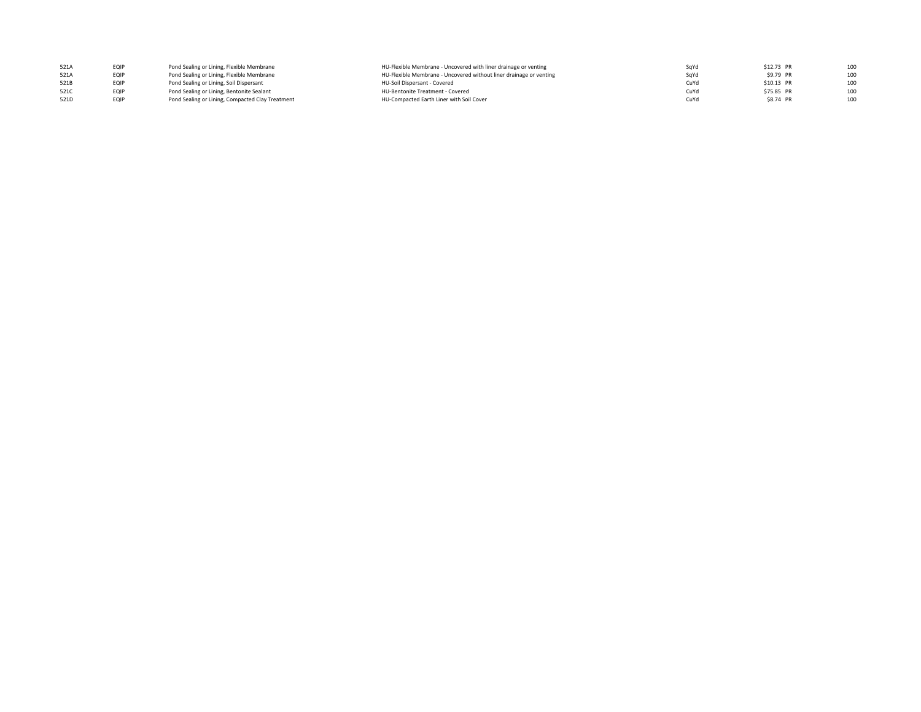| | | | | | | | |
|---|---|---|---|---|---|---|---|
| 521A | EQIP | Pond Sealing or Lining, Flexible Membrane | HU-Flexible Membrane - Uncovered with liner drainage or venting | SqYd | $12.73 | PR | 100 |
| 521A | EQIP | Pond Sealing or Lining, Flexible Membrane | HU-Flexible Membrane - Uncovered without liner drainage or venting | SqYd | $9.79 | PR | 100 |
| 521B | EQIP | Pond Sealing or Lining, Soil Dispersant | HU-Soil Dispersant - Covered | CuYd | $10.13 | PR | 100 |
| 521C | EQIP | Pond Sealing or Lining, Bentonite Sealant | HU-Bentonite Treatment - Covered | CuYd | $75.85 | PR | 100 |
| 521D | EQIP | Pond Sealing or Lining, Compacted Clay Treatment | HU-Compacted Earth Liner with Soil Cover | CuYd | $8.74 | PR | 100 |